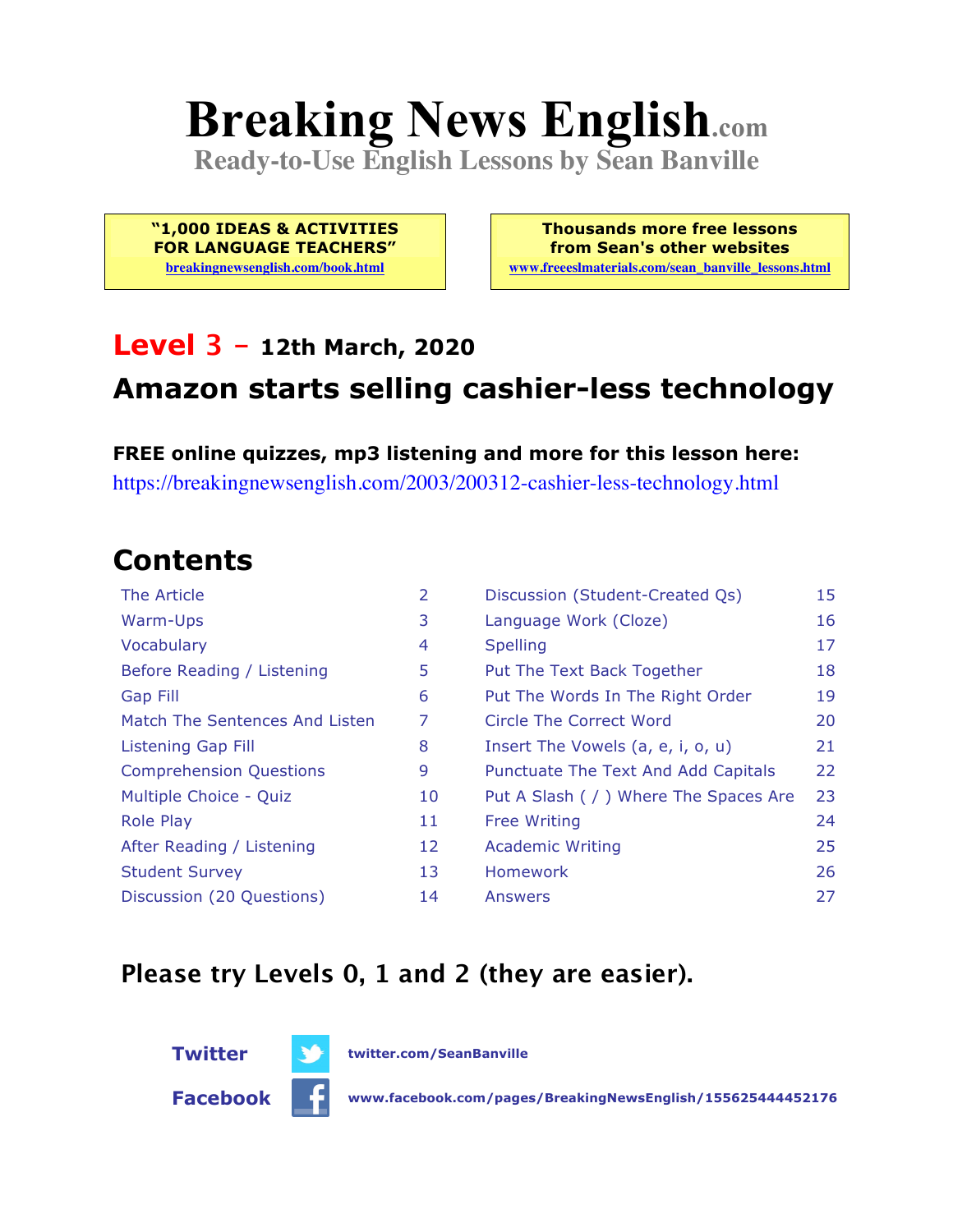# Breaking News English.com

**Ready-to-Use English Lessons by Sean Banville**

**"1,000 IDEAS & ACTIVITIES FOR LANGUAGE TEACHERS"**
breakingnewsenglish.com/book.html

**Thousands more free lessons from Sean's other websites**
www.freeeslmaterials.com/sean_banville_lessons.html

## Level 3 – 12th March, 2020

## Amazon starts selling cashier-less technology

**FREE online quizzes, mp3 listening and more for this lesson here:**
https://breakingnewsenglish.com/2003/200312-cashier-less-technology.html

## Contents

| | | | |
|---|---|---|---|
| The Article | 2 | Discussion (Student-Created Qs) | 15 |
| Warm-Ups | 3 | Language Work (Cloze) | 16 |
| Vocabulary | 4 | Spelling | 17 |
| Before Reading / Listening | 5 | Put The Text Back Together | 18 |
| Gap Fill | 6 | Put The Words In The Right Order | 19 |
| Match The Sentences And Listen | 7 | Circle The Correct Word | 20 |
| Listening Gap Fill | 8 | Insert The Vowels (a, e, i, o, u) | 21 |
| Comprehension Questions | 9 | Punctuate The Text And Add Capitals | 22 |
| Multiple Choice - Quiz | 10 | Put A Slash ( / ) Where The Spaces Are | 23 |
| Role Play | 11 | Free Writing | 24 |
| After Reading / Listening | 12 | Academic Writing | 25 |
| Student Survey | 13 | Homework | 26 |
| Discussion (20 Questions) | 14 | Answers | 27 |

**Please try Levels 0, 1 and 2 (they are easier).**

**Twitter** twitter.com/SeanBanville

**Facebook** www.facebook.com/pages/BreakingNewsEnglish/155625444452176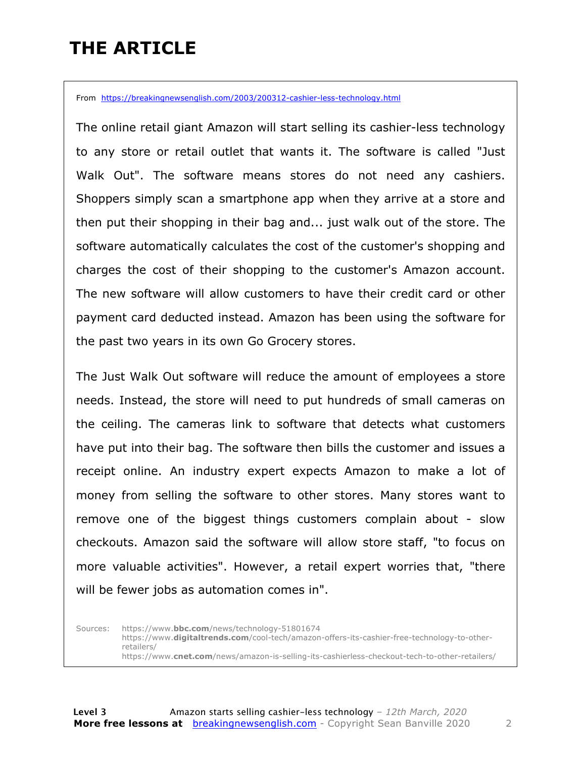# THE ARTICLE

From https://breakingnewsenglish.com/2003/200312-cashier-less-technology.html

The online retail giant Amazon will start selling its cashier-less technology to any store or retail outlet that wants it. The software is called "Just Walk Out". The software means stores do not need any cashiers. Shoppers simply scan a smartphone app when they arrive at a store and then put their shopping in their bag and... just walk out of the store. The software automatically calculates the cost of the customer's shopping and charges the cost of their shopping to the customer's Amazon account. The new software will allow customers to have their credit card or other payment card deducted instead. Amazon has been using the software for the past two years in its own Go Grocery stores.

The Just Walk Out software will reduce the amount of employees a store needs. Instead, the store will need to put hundreds of small cameras on the ceiling. The cameras link to software that detects what customers have put into their bag. The software then bills the customer and issues a receipt online. An industry expert expects Amazon to make a lot of money from selling the software to other stores. Many stores want to remove one of the biggest things customers complain about - slow checkouts. Amazon said the software will allow store staff, "to focus on more valuable activities". However, a retail expert worries that, "there will be fewer jobs as automation comes in".

Sources:
https://www.bbc.com/news/technology-51801674
https://www.digitaltrends.com/cool-tech/amazon-offers-its-cashier-free-technology-to-other-retailers/
https://www.cnet.com/news/amazon-is-selling-its-cashierless-checkout-tech-to-other-retailers/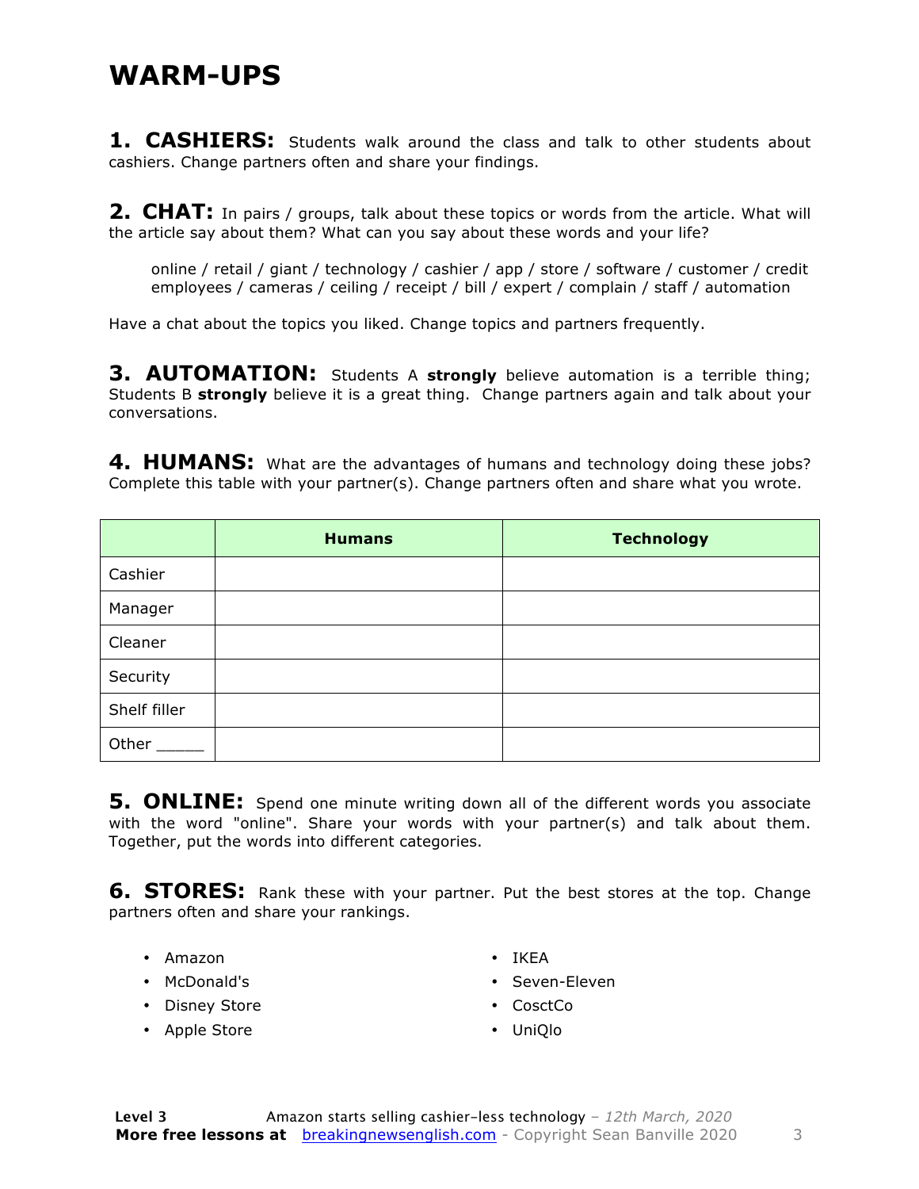# WARM-UPS

**1. CASHIERS:** Students walk around the class and talk to other students about cashiers. Change partners often and share your findings.

**2. CHAT:** In pairs / groups, talk about these topics or words from the article. What will the article say about them? What can you say about these words and your life?

> online / retail / giant / technology / cashier / app / store / software / customer / credit employees / cameras / ceiling / receipt / bill / expert / complain / staff / automation

Have a chat about the topics you liked. Change topics and partners frequently.

**3. AUTOMATION:** Students A **strongly** believe automation is a terrible thing; Students B **strongly** believe it is a great thing. Change partners again and talk about your conversations.

**4. HUMANS:** What are the advantages of humans and technology doing these jobs? Complete this table with your partner(s). Change partners often and share what you wrote.

| | Humans | Technology |
|---|---|---|
| Cashier | | |
| Manager | | |
| Cleaner | | |
| Security | | |
| Shelf filler | | |
| Other _____ | | |

**5. ONLINE:** Spend one minute writing down all of the different words you associate with the word "online". Share your words with your partner(s) and talk about them. Together, put the words into different categories.

**6. STORES:** Rank these with your partner. Put the best stores at the top. Change partners often and share your rankings.

- Amazon
- McDonald's
- Disney Store
- Apple Store
- IKEA
- Seven-Eleven
- CosctCo
- UniQlo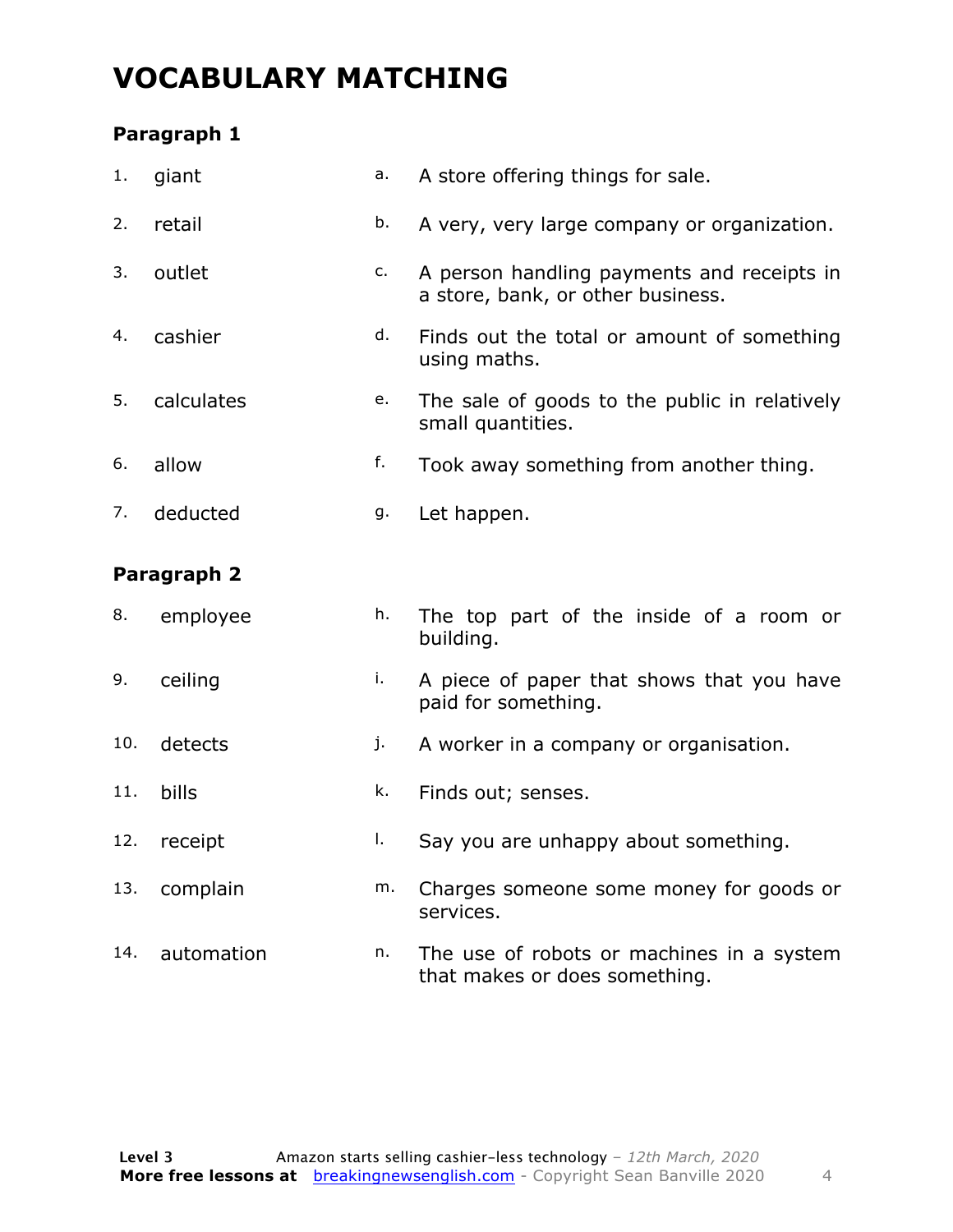# VOCABULARY MATCHING

## Paragraph 1

| | | | |
|---|---|---|---|
| 1. | giant | a. | A store offering things for sale. |
| 2. | retail | b. | A very, very large company or organization. |
| 3. | outlet | c. | A person handling payments and receipts in a store, bank, or other business. |
| 4. | cashier | d. | Finds out the total or amount of something using maths. |
| 5. | calculates | e. | The sale of goods to the public in relatively small quantities. |
| 6. | allow | f. | Took away something from another thing. |
| 7. | deducted | g. | Let happen. |

## Paragraph 2

| | | | |
|---|---|---|---|
| 8. | employee | h. | The top part of the inside of a room or building. |
| 9. | ceiling | i. | A piece of paper that shows that you have paid for something. |
| 10. | detects | j. | A worker in a company or organisation. |
| 11. | bills | k. | Finds out; senses. |
| 12. | receipt | l. | Say you are unhappy about something. |
| 13. | complain | m. | Charges someone some money for goods or services. |
| 14. | automation | n. | The use of robots or machines in a system that makes or does something. |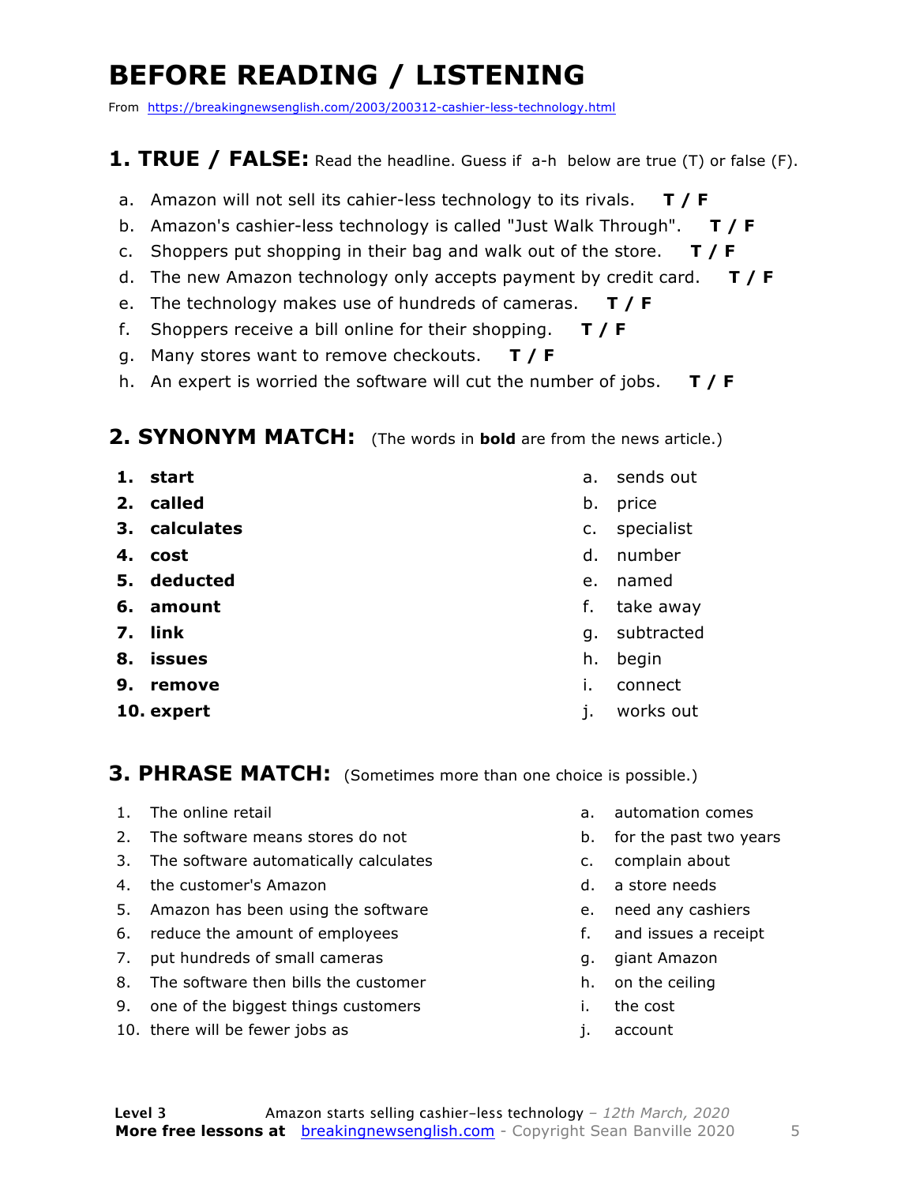# BEFORE READING / LISTENING

From https://breakingnewsenglish.com/2003/200312-cashier-less-technology.html

## 1. TRUE / FALSE: Read the headline. Guess if a-h below are true (T) or false (F).

a. Amazon will not sell its cahier-less technology to its rivals. **T / F**

b. Amazon's cashier-less technology is called "Just Walk Through". **T / F**

c. Shoppers put shopping in their bag and walk out of the store. **T / F**

d. The new Amazon technology only accepts payment by credit card. **T / F**

e. The technology makes use of hundreds of cameras. **T / F**

f. Shoppers receive a bill online for their shopping. **T / F**

g. Many stores want to remove checkouts. **T / F**

h. An expert is worried the software will cut the number of jobs. **T / F**

## 2. SYNONYM MATCH: (The words in **bold** are from the news article.)

1. **start**
2. **called**
3. **calculates**
4. **cost**
5. **deducted**
6. **amount**
7. **link**
8. **issues**
9. **remove**
10. **expert**

a. sends out
b. price
c. specialist
d. number
e. named
f. take away
g. subtracted
h. begin
i. connect
j. works out

## 3. PHRASE MATCH: (Sometimes more than one choice is possible.)

1. The online retail
2. The software means stores do not
3. The software automatically calculates
4. the customer's Amazon
5. Amazon has been using the software
6. reduce the amount of employees
7. put hundreds of small cameras
8. The software then bills the customer
9. one of the biggest things customers
10. there will be fewer jobs as

a. automation comes
b. for the past two years
c. complain about
d. a store needs
e. need any cashiers
f. and issues a receipt
g. giant Amazon
h. on the ceiling
i. the cost
j. account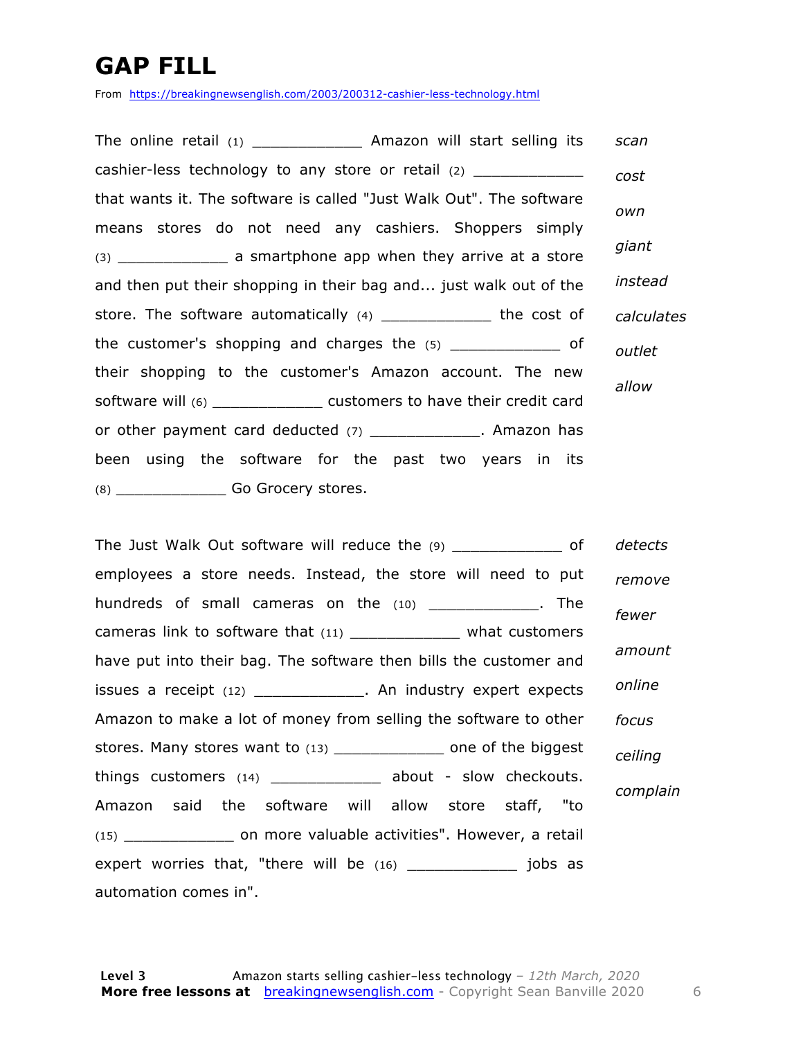# GAP FILL

From https://breakingnewsenglish.com/2003/200312-cashier-less-technology.html

The online retail (1) ____________ Amazon will start selling its cashier-less technology to any store or retail (2) ____________ that wants it. The software is called "Just Walk Out". The software means stores do not need any cashiers. Shoppers simply (3) ____________ a smartphone app when they arrive at a store and then put their shopping in their bag and... just walk out of the store. The software automatically (4) ____________ the cost of the customer's shopping and charges the (5) ____________ of their shopping to the customer's Amazon account. The new software will (6) ____________ customers to have their credit card or other payment card deducted (7) ____________. Amazon has been using the software for the past two years in its (8) ____________ Go Grocery stores.

*scan*
*cost*
*own*
*giant*
*instead*
*calculates*
*outlet*
*allow*

The Just Walk Out software will reduce the (9) ____________ of employees a store needs. Instead, the store will need to put hundreds of small cameras on the (10) ____________. The cameras link to software that (11) ____________ what customers have put into their bag. The software then bills the customer and issues a receipt (12) ____________. An industry expert expects Amazon to make a lot of money from selling the software to other stores. Many stores want to (13) ____________ one of the biggest things customers (14) ____________ about - slow checkouts. Amazon said the software will allow store staff, "to (15) ____________ on more valuable activities". However, a retail expert worries that, "there will be (16) ____________ jobs as automation comes in".

*detects*
*remove*
*fewer*
*amount*
*online*
*focus*
*ceiling*
*complain*

**Level 3** Amazon starts selling cashier-less technology – *12th March, 2020*
**More free lessons at** breakingnewsenglish.com - Copyright Sean Banville 2020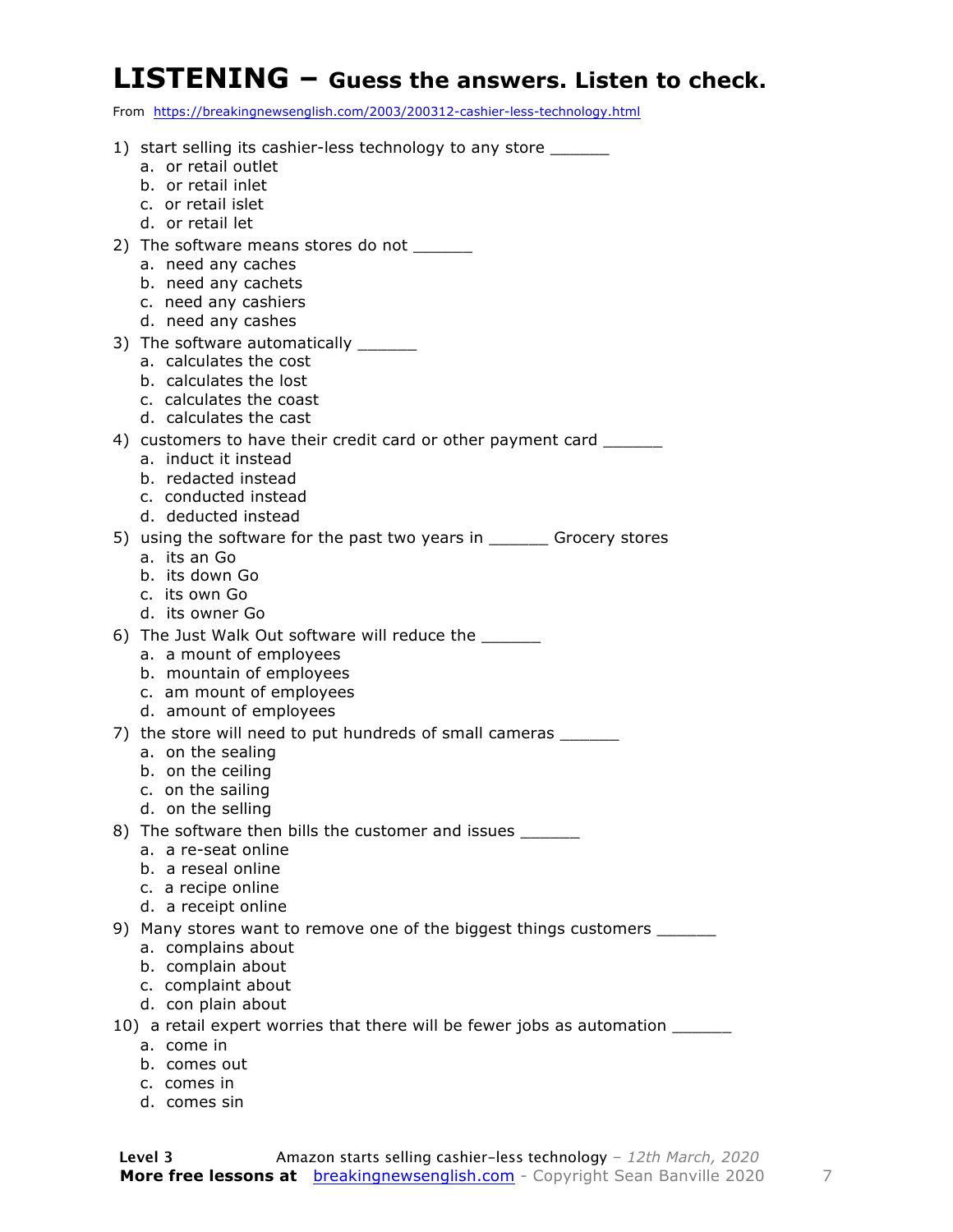# LISTENING – Guess the answers. Listen to check.

From https://breakingnewsenglish.com/2003/200312-cashier-less-technology.html

1) start selling its cashier-less technology to any store ______
   a. or retail outlet
   b. or retail inlet
   c. or retail islet
   d. or retail let
2) The software means stores do not ______
   a. need any caches
   b. need any cachets
   c. need any cashiers
   d. need any cashes
3) The software automatically ______
   a. calculates the cost
   b. calculates the lost
   c. calculates the coast
   d. calculates the cast
4) customers to have their credit card or other payment card ______
   a. induct it instead
   b. redacted instead
   c. conducted instead
   d. deducted instead
5) using the software for the past two years in ______ Grocery stores
   a. its an Go
   b. its down Go
   c. its own Go
   d. its owner Go
6) The Just Walk Out software will reduce the ______
   a. a mount of employees
   b. mountain of employees
   c. am mount of employees
   d. amount of employees
7) the store will need to put hundreds of small cameras ______
   a. on the sealing
   b. on the ceiling
   c. on the sailing
   d. on the selling
8) The software then bills the customer and issues ______
   a. a re-seat online
   b. a reseal online
   c. a recipe online
   d. a receipt online
9) Many stores want to remove one of the biggest things customers ______
   a. complains about
   b. complain about
   c. complaint about
   d. con plain about
10) a retail expert worries that there will be fewer jobs as automation ______
   a. come in
   b. comes out
   c. comes in
   d. comes sin

**Level 3** Amazon starts selling cashier-less technology – *12th March, 2020*

**More free lessons at** breakingnewsenglish.com - Copyright Sean Banville 2020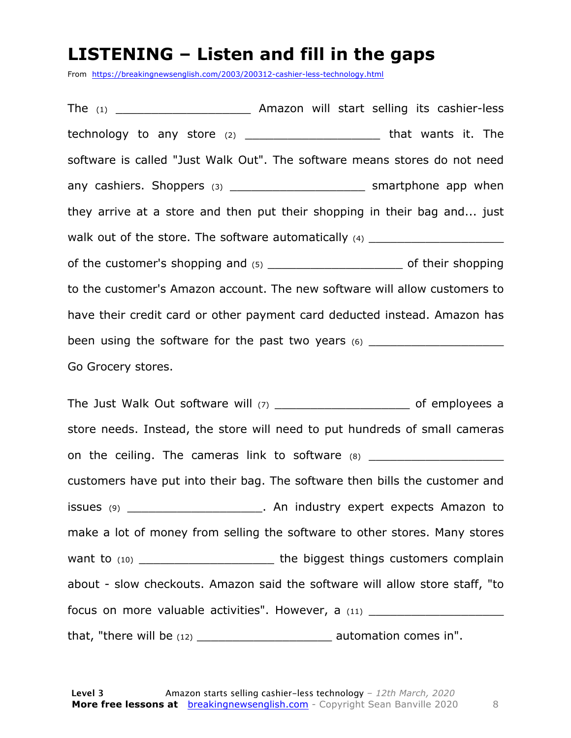# LISTENING – Listen and fill in the gaps

From https://breakingnewsenglish.com/2003/200312-cashier-less-technology.html

The (1) ___________________ Amazon will start selling its cashier-less technology to any store (2) ___________________ that wants it. The software is called "Just Walk Out". The software means stores do not need any cashiers. Shoppers (3) ___________________ smartphone app when they arrive at a store and then put their shopping in their bag and... just walk out of the store. The software automatically (4) ___________________ of the customer's shopping and (5) ___________________ of their shopping to the customer's Amazon account. The new software will allow customers to have their credit card or other payment card deducted instead. Amazon has been using the software for the past two years (6) ___________________ Go Grocery stores.

The Just Walk Out software will (7) ___________________ of employees a store needs. Instead, the store will need to put hundreds of small cameras on the ceiling. The cameras link to software (8) ___________________ customers have put into their bag. The software then bills the customer and issues (9) ___________________. An industry expert expects Amazon to make a lot of money from selling the software to other stores. Many stores want to (10) ___________________ the biggest things customers complain about - slow checkouts. Amazon said the software will allow store staff, "to focus on more valuable activities". However, a (11) ___________________ that, "there will be (12) ___________________ automation comes in".

**Level 3** Amazon starts selling cashier-less technology – *12th March, 2020*
**More free lessons at** breakingnewsenglish.com - Copyright Sean Banville 2020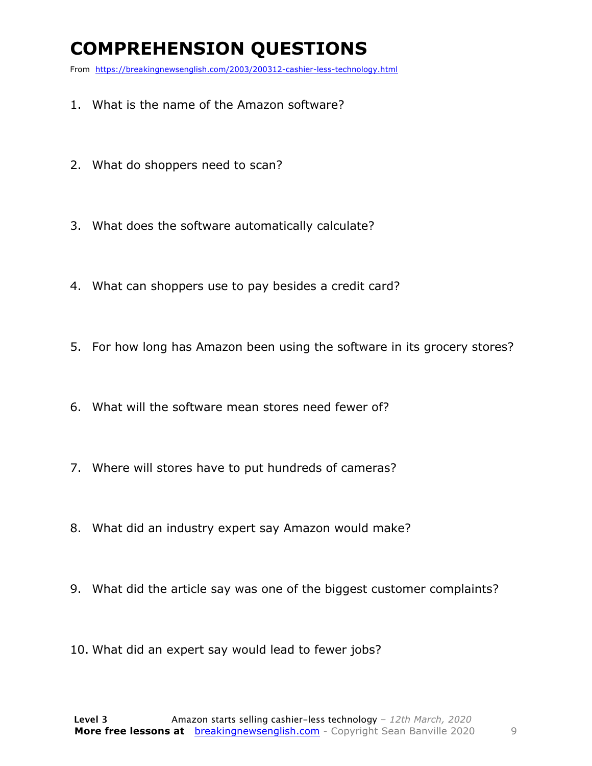# COMPREHENSION QUESTIONS

From https://breakingnewsenglish.com/2003/200312-cashier-less-technology.html

1. What is the name of the Amazon software?
2. What do shoppers need to scan?
3. What does the software automatically calculate?
4. What can shoppers use to pay besides a credit card?
5. For how long has Amazon been using the software in its grocery stores?
6. What will the software mean stores need fewer of?
7. Where will stores have to put hundreds of cameras?
8. What did an industry expert say Amazon would make?
9. What did the article say was one of the biggest customer complaints?
10. What did an expert say would lead to fewer jobs?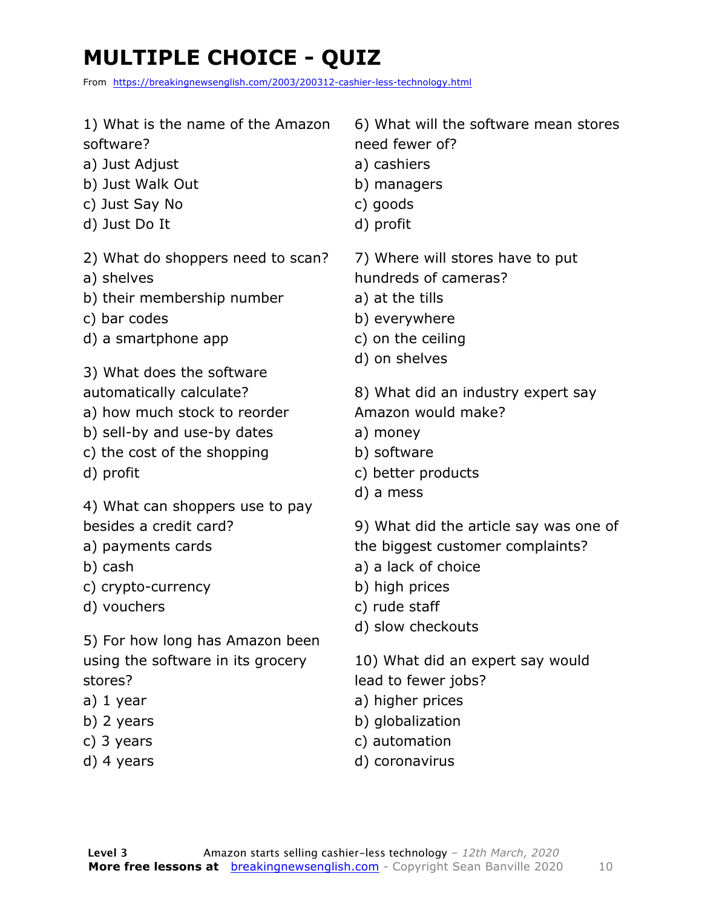# MULTIPLE CHOICE - QUIZ

From https://breakingnewsenglish.com/2003/200312-cashier-less-technology.html

1) What is the name of the Amazon software?
a) Just Adjust
b) Just Walk Out
c) Just Say No
d) Just Do It

2) What do shoppers need to scan?
a) shelves
b) their membership number
c) bar codes
d) a smartphone app

3) What does the software automatically calculate?
a) how much stock to reorder
b) sell-by and use-by dates
c) the cost of the shopping
d) profit

4) What can shoppers use to pay besides a credit card?
a) payments cards
b) cash
c) crypto-currency
d) vouchers

5) For how long has Amazon been using the software in its grocery stores?
a) 1 year
b) 2 years
c) 3 years
d) 4 years

6) What will the software mean stores need fewer of?
a) cashiers
b) managers
c) goods
d) profit

7) Where will stores have to put hundreds of cameras?
a) at the tills
b) everywhere
c) on the ceiling
d) on shelves

8) What did an industry expert say Amazon would make?
a) money
b) software
c) better products
d) a mess

9) What did the article say was one of the biggest customer complaints?
a) a lack of choice
b) high prices
c) rude staff
d) slow checkouts

10) What did an expert say would lead to fewer jobs?
a) higher prices
b) globalization
c) automation
d) coronavirus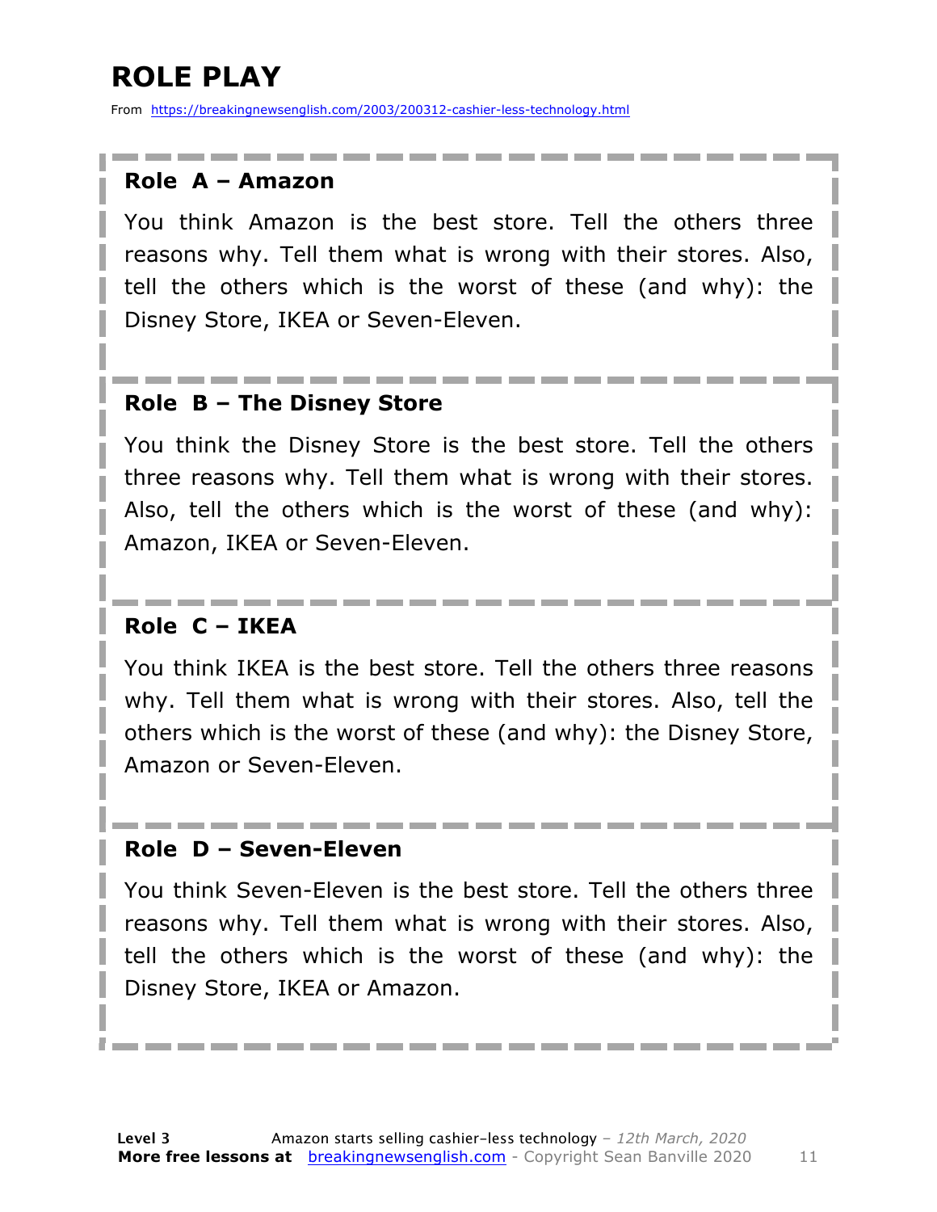# ROLE PLAY

From https://breakingnewsenglish.com/2003/200312-cashier-less-technology.html

### Role A – Amazon

You think Amazon is the best store. Tell the others three reasons why. Tell them what is wrong with their stores. Also, tell the others which is the worst of these (and why): the Disney Store, IKEA or Seven-Eleven.

### Role B – The Disney Store

You think the Disney Store is the best store. Tell the others three reasons why. Tell them what is wrong with their stores. Also, tell the others which is the worst of these (and why): Amazon, IKEA or Seven-Eleven.

### Role C – IKEA

You think IKEA is the best store. Tell the others three reasons why. Tell them what is wrong with their stores. Also, tell the others which is the worst of these (and why): the Disney Store, Amazon or Seven-Eleven.

### Role D – Seven-Eleven

You think Seven-Eleven is the best store. Tell the others three reasons why. Tell them what is wrong with their stores. Also, tell the others which is the worst of these (and why): the Disney Store, IKEA or Amazon.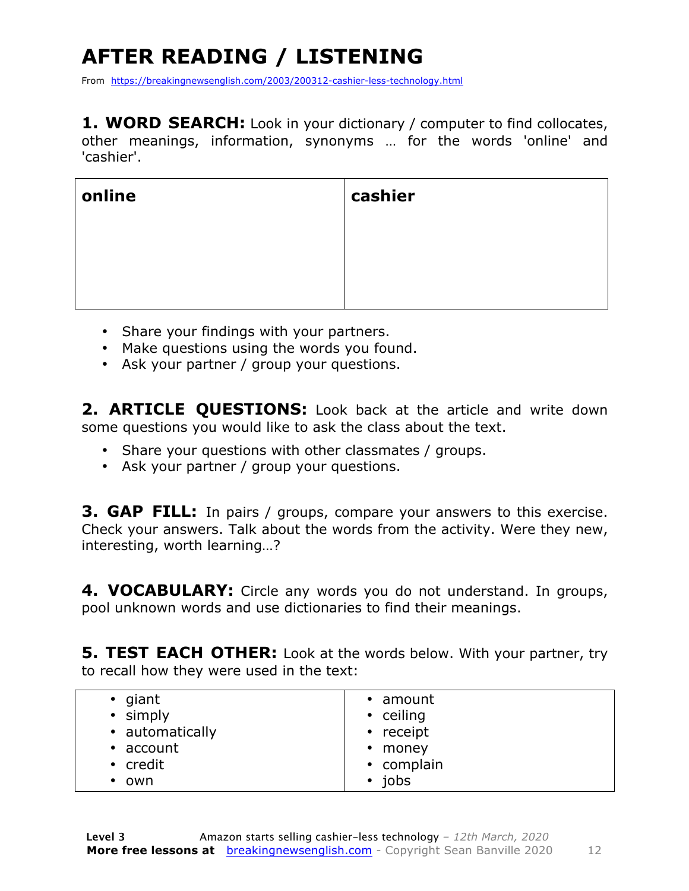# AFTER READING / LISTENING

From https://breakingnewsenglish.com/2003/200312-cashier-less-technology.html

**1. WORD SEARCH:** Look in your dictionary / computer to find collocates, other meanings, information, synonyms … for the words 'online' and 'cashier'.

| **online** | **cashier** |
| --- | --- |
| | |

- Share your findings with your partners.
- Make questions using the words you found.
- Ask your partner / group your questions.

**2. ARTICLE QUESTIONS:** Look back at the article and write down some questions you would like to ask the class about the text.

- Share your questions with other classmates / groups.
- Ask your partner / group your questions.

**3. GAP FILL:** In pairs / groups, compare your answers to this exercise. Check your answers. Talk about the words from the activity. Were they new, interesting, worth learning…?

**4. VOCABULARY:** Circle any words you do not understand. In groups, pool unknown words and use dictionaries to find their meanings.

**5. TEST EACH OTHER:** Look at the words below. With your partner, try to recall how they were used in the text:

| | |
| --- | --- |
| • giant | • amount |
| • simply | • ceiling |
| • automatically | • receipt |
| • account | • money |
| • credit | • complain |
| • own | • jobs |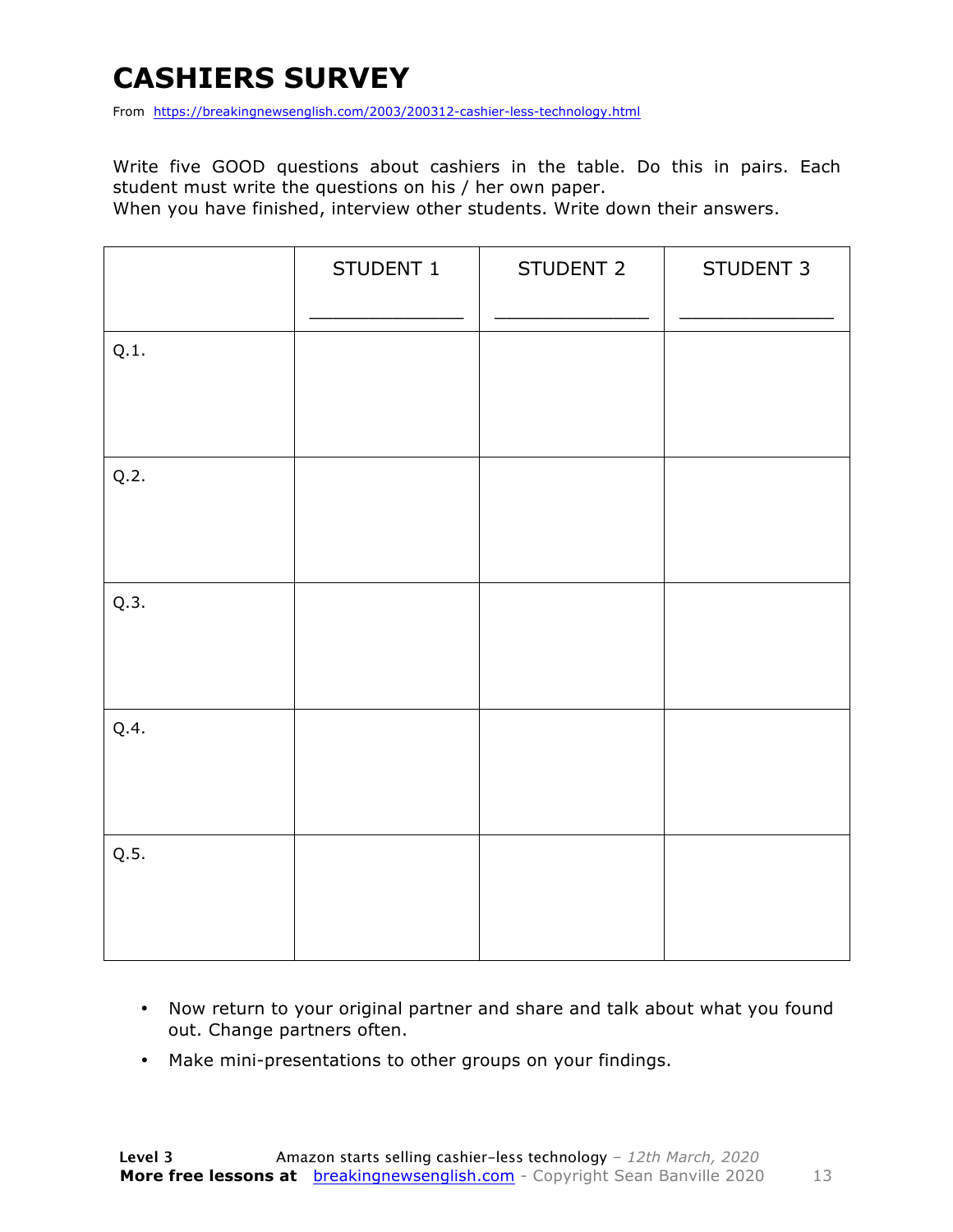# CASHIERS SURVEY

From https://breakingnewsenglish.com/2003/200312-cashier-less-technology.html

Write five GOOD questions about cashiers in the table. Do this in pairs. Each student must write the questions on his / her own paper.
When you have finished, interview other students. Write down their answers.

| | STUDENT 1<br>_____________ | STUDENT 2<br>_____________ | STUDENT 3<br>_____________ |
|---|---|---|---|
| Q.1. | | | |
| Q.2. | | | |
| Q.3. | | | |
| Q.4. | | | |
| Q.5. | | | |

- Now return to your original partner and share and talk about what you found out. Change partners often.
- Make mini-presentations to other groups on your findings.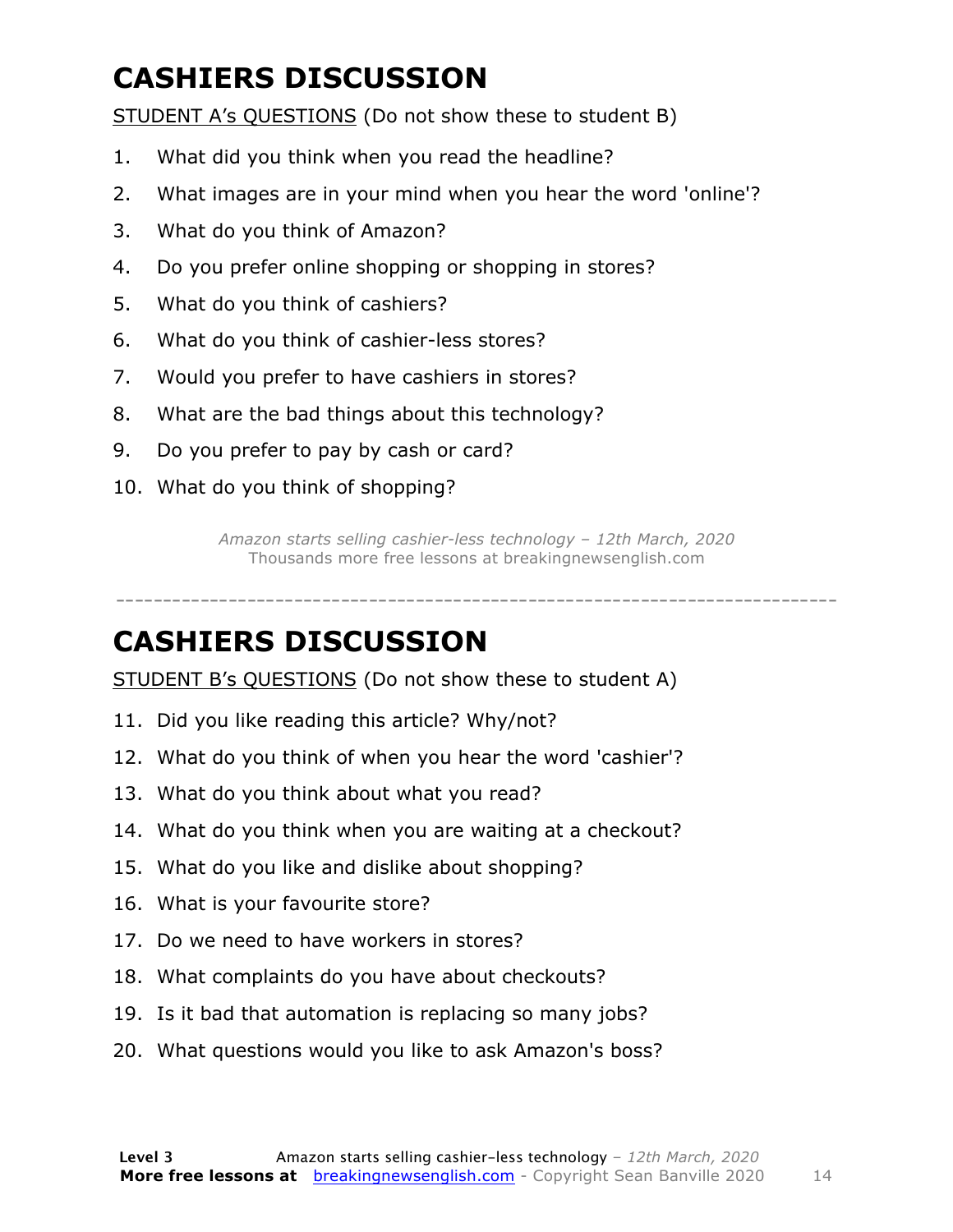# CASHIERS DISCUSSION

STUDENT A's QUESTIONS (Do not show these to student B)

1. What did you think when you read the headline?
2. What images are in your mind when you hear the word 'online'?
3. What do you think of Amazon?
4. Do you prefer online shopping or shopping in stores?
5. What do you think of cashiers?
6. What do you think of cashier-less stores?
7. Would you prefer to have cashiers in stores?
8. What are the bad things about this technology?
9. Do you prefer to pay by cash or card?
10. What do you think of shopping?

*Amazon starts selling cashier-less technology – 12th March, 2020*
Thousands more free lessons at breakingnewsenglish.com

---

# CASHIERS DISCUSSION

STUDENT B's QUESTIONS (Do not show these to student A)

11. Did you like reading this article? Why/not?
12. What do you think of when you hear the word 'cashier'?
13. What do you think about what you read?
14. What do you think when you are waiting at a checkout?
15. What do you like and dislike about shopping?
16. What is your favourite store?
17. Do we need to have workers in stores?
18. What complaints do you have about checkouts?
19. Is it bad that automation is replacing so many jobs?
20. What questions would you like to ask Amazon's boss?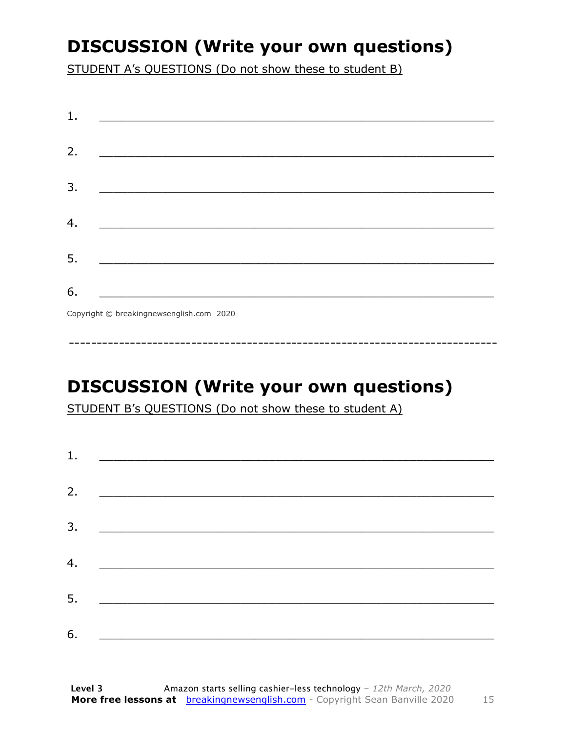## DISCUSSION (Write your own questions)

STUDENT A's QUESTIONS (Do not show these to student B)

1. ___________________________________________________________

2. ___________________________________________________________

3. ___________________________________________________________

4. ___________________________________________________________

5. ___________________________________________________________

6. ___________________________________________________________

Copyright © breakingnewsenglish.com 2020

---

## DISCUSSION (Write your own questions)

STUDENT B's QUESTIONS (Do not show these to student A)

1. ___________________________________________________________

2. ___________________________________________________________

3. ___________________________________________________________

4. ___________________________________________________________

5. ___________________________________________________________

6. ___________________________________________________________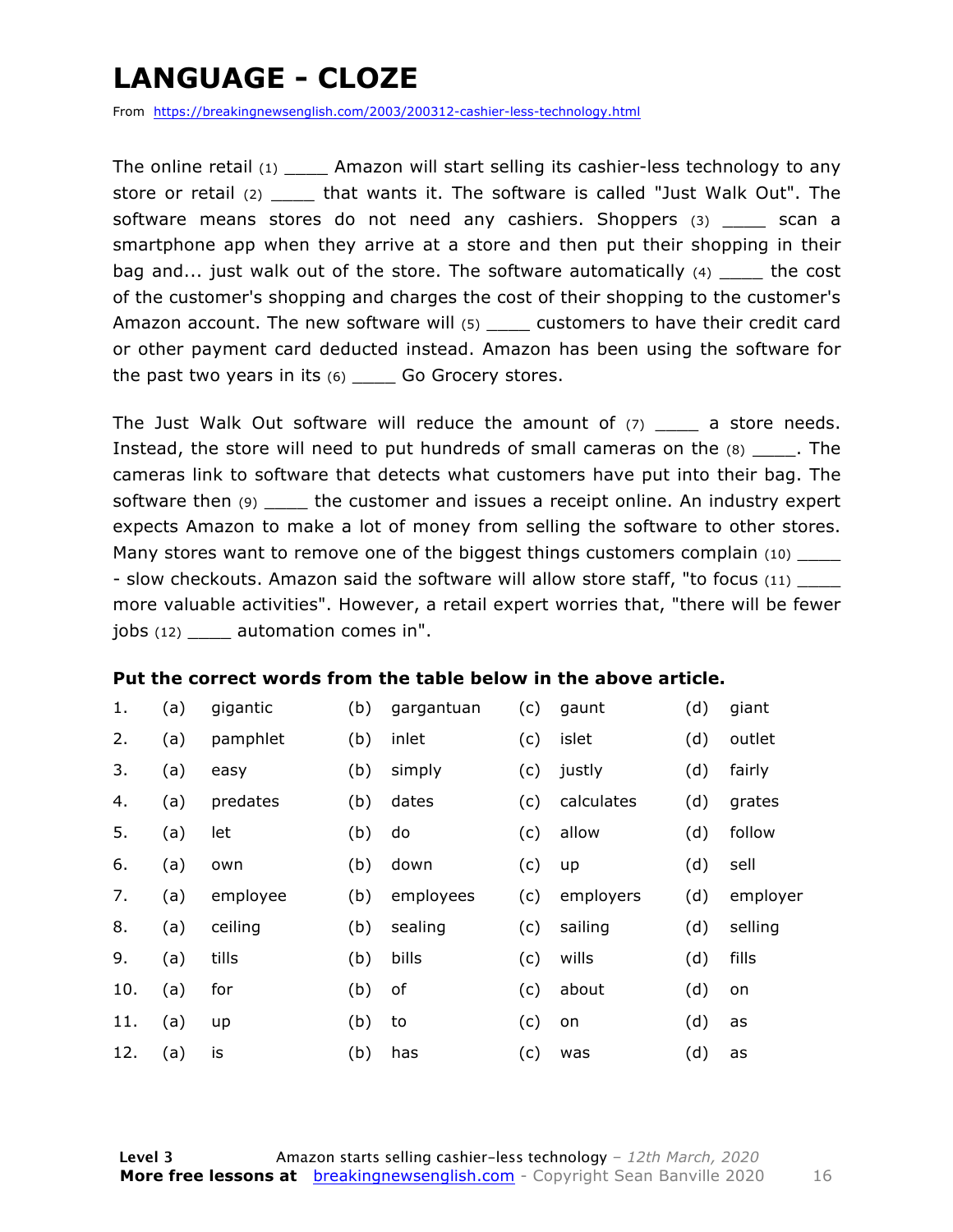# LANGUAGE - CLOZE

From https://breakingnewsenglish.com/2003/200312-cashier-less-technology.html

The online retail (1) ____ Amazon will start selling its cashier-less technology to any store or retail (2) ____ that wants it. The software is called "Just Walk Out". The software means stores do not need any cashiers. Shoppers (3) ____ scan a smartphone app when they arrive at a store and then put their shopping in their bag and... just walk out of the store. The software automatically (4) ____ the cost of the customer's shopping and charges the cost of their shopping to the customer's Amazon account. The new software will (5) ____ customers to have their credit card or other payment card deducted instead. Amazon has been using the software for the past two years in its (6) ____ Go Grocery stores.

The Just Walk Out software will reduce the amount of (7) ____ a store needs. Instead, the store will need to put hundreds of small cameras on the (8) ____. The cameras link to software that detects what customers have put into their bag. The software then (9) ____ the customer and issues a receipt online. An industry expert expects Amazon to make a lot of money from selling the software to other stores. Many stores want to remove one of the biggest things customers complain (10) ____ - slow checkouts. Amazon said the software will allow store staff, "to focus (11) ____ more valuable activities". However, a retail expert worries that, "there will be fewer jobs (12) ____ automation comes in".

**Put the correct words from the table below in the above article.**

| | | | | | | | | |
|---|---|---|---|---|---|---|---|---|
| 1. | (a) | gigantic | (b) | gargantuan | (c) | gaunt | (d) | giant |
| 2. | (a) | pamphlet | (b) | inlet | (c) | islet | (d) | outlet |
| 3. | (a) | easy | (b) | simply | (c) | justly | (d) | fairly |
| 4. | (a) | predates | (b) | dates | (c) | calculates | (d) | grates |
| 5. | (a) | let | (b) | do | (c) | allow | (d) | follow |
| 6. | (a) | own | (b) | down | (c) | up | (d) | sell |
| 7. | (a) | employee | (b) | employees | (c) | employers | (d) | employer |
| 8. | (a) | ceiling | (b) | sealing | (c) | sailing | (d) | selling |
| 9. | (a) | tills | (b) | bills | (c) | wills | (d) | fills |
| 10. | (a) | for | (b) | of | (c) | about | (d) | on |
| 11. | (a) | up | (b) | to | (c) | on | (d) | as |
| 12. | (a) | is | (b) | has | (c) | was | (d) | as |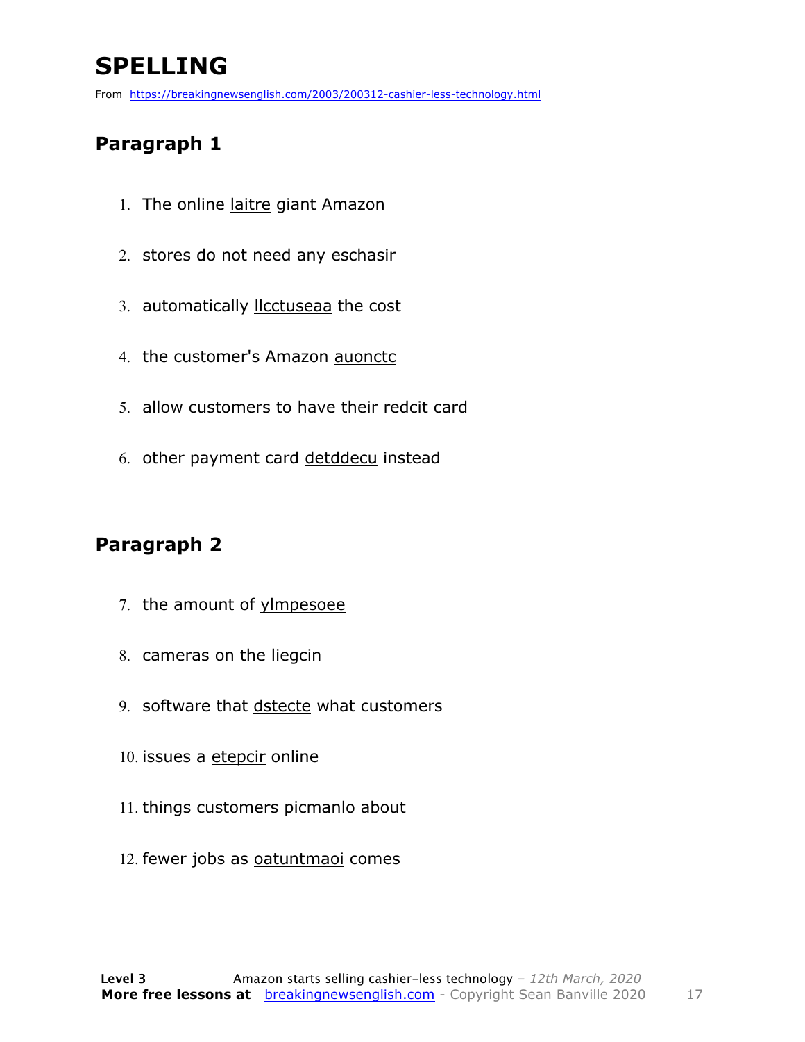# SPELLING

From https://breakingnewsenglish.com/2003/200312-cashier-less-technology.html

## Paragraph 1

1. The online laitre giant Amazon
2. stores do not need any eschasir
3. automatically llcctuseaa the cost
4. the customer's Amazon auonctc
5. allow customers to have their redcit card
6. other payment card detddecu instead

## Paragraph 2

7. the amount of ylmpesoee
8. cameras on the liegcin
9. software that dstecte what customers
10. issues a etepcir online
11. things customers picmanlo about
12. fewer jobs as oatuntmaoi comes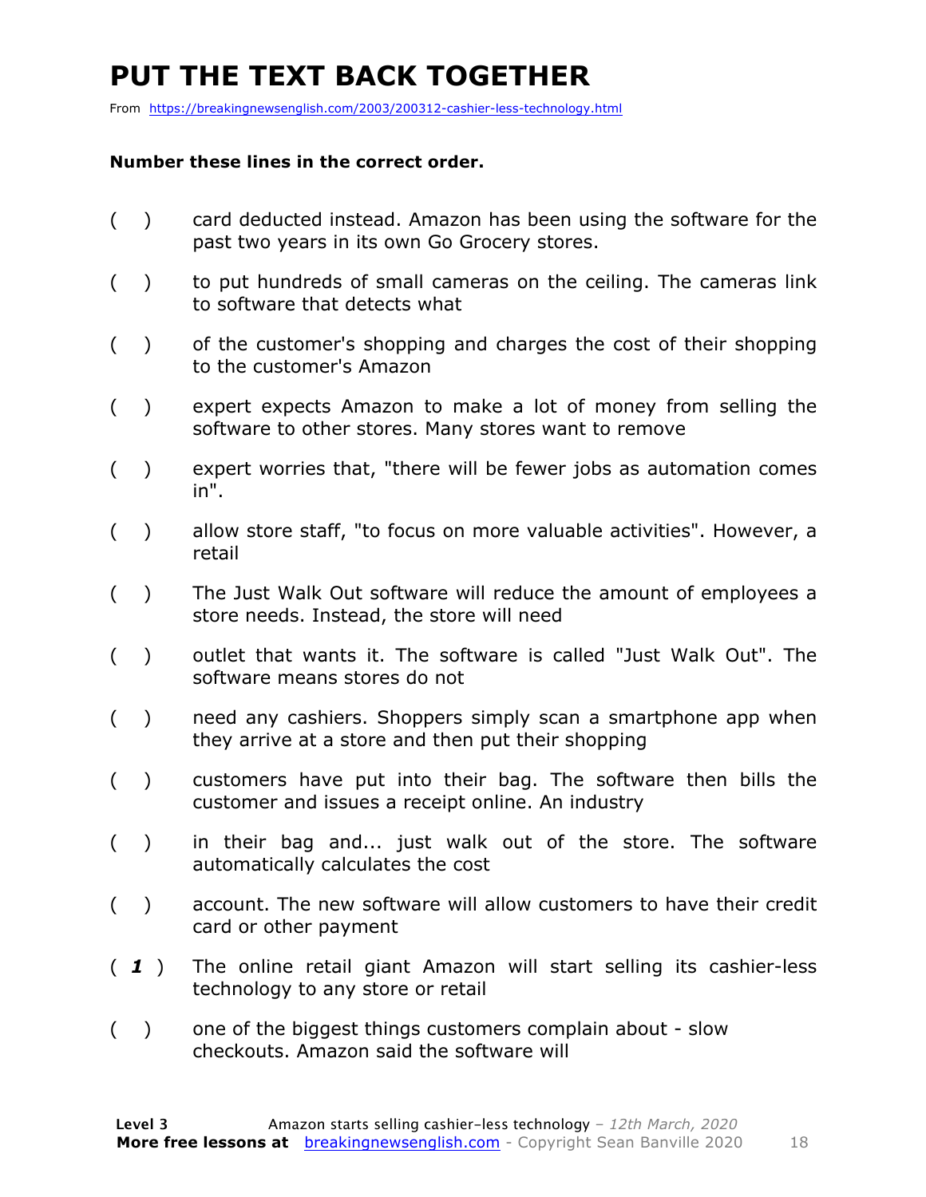# PUT THE TEXT BACK TOGETHER

From https://breakingnewsenglish.com/2003/200312-cashier-less-technology.html

**Number these lines in the correct order.**

( ) card deducted instead. Amazon has been using the software for the past two years in its own Go Grocery stores.

( ) to put hundreds of small cameras on the ceiling. The cameras link to software that detects what

( ) of the customer's shopping and charges the cost of their shopping to the customer's Amazon

( ) expert expects Amazon to make a lot of money from selling the software to other stores. Many stores want to remove

( ) expert worries that, "there will be fewer jobs as automation comes in".

( ) allow store staff, "to focus on more valuable activities". However, a retail

( ) The Just Walk Out software will reduce the amount of employees a store needs. Instead, the store will need

( ) outlet that wants it. The software is called "Just Walk Out". The software means stores do not

( ) need any cashiers. Shoppers simply scan a smartphone app when they arrive at a store and then put their shopping

( ) customers have put into their bag. The software then bills the customer and issues a receipt online. An industry

( ) in their bag and... just walk out of the store. The software automatically calculates the cost

( ) account. The new software will allow customers to have their credit card or other payment

( ***1*** ) The online retail giant Amazon will start selling its cashier-less technology to any store or retail

( ) one of the biggest things customers complain about - slow checkouts. Amazon said the software will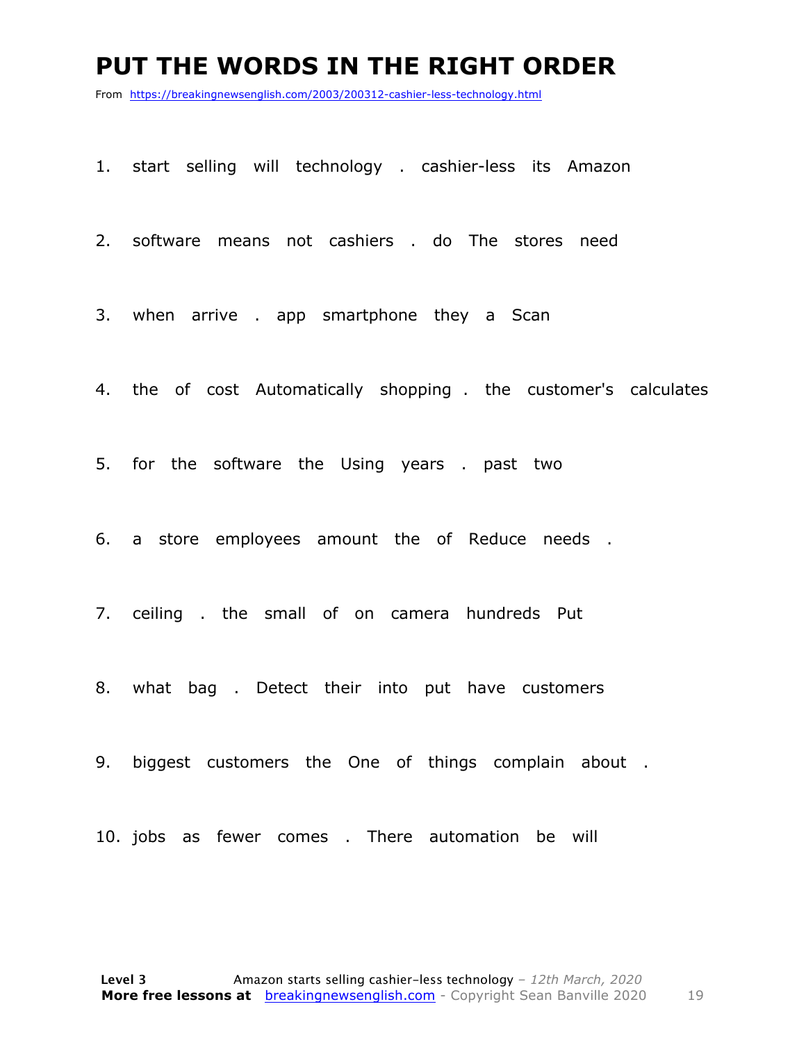# PUT THE WORDS IN THE RIGHT ORDER

From https://breakingnewsenglish.com/2003/200312-cashier-less-technology.html

1. start selling will technology . cashier-less its Amazon

2. software means not cashiers . do The stores need

3. when arrive . app smartphone they a Scan

4. the of cost Automatically shopping . the customer's calculates

5. for the software the Using years . past two

6. a store employees amount the of Reduce needs .

7. ceiling . the small of on camera hundreds Put

8. what bag . Detect their into put have customers

9. biggest customers the One of things complain about .

10. jobs as fewer comes . There automation be will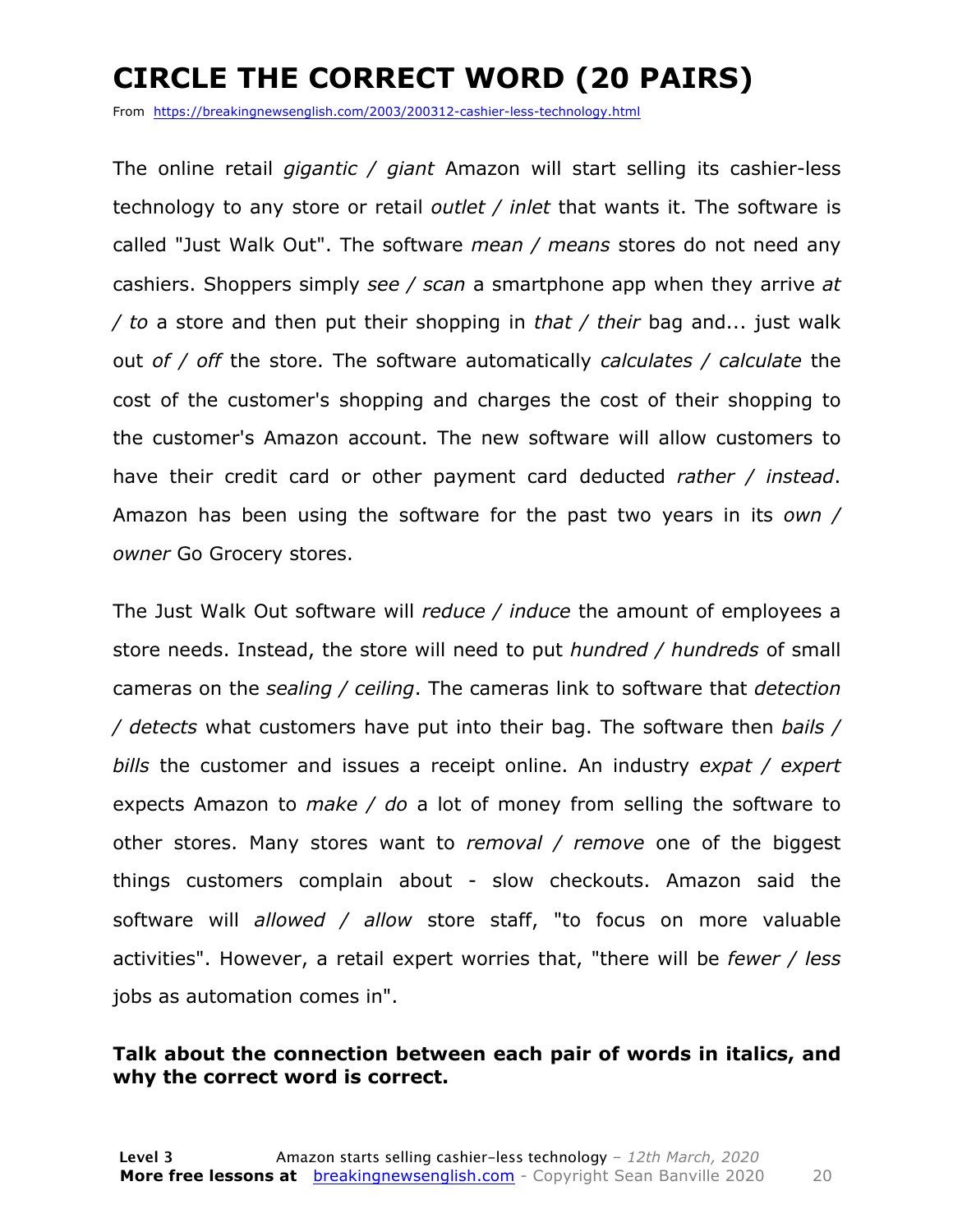# CIRCLE THE CORRECT WORD (20 PAIRS)

From https://breakingnewsenglish.com/2003/200312-cashier-less-technology.html

The online retail *gigantic / giant* Amazon will start selling its cashier-less technology to any store or retail *outlet / inlet* that wants it. The software is called "Just Walk Out". The software *mean / means* stores do not need any cashiers. Shoppers simply *see / scan* a smartphone app when they arrive *at / to* a store and then put their shopping in *that / their* bag and... just walk out *of / off* the store. The software automatically *calculates / calculate* the cost of the customer's shopping and charges the cost of their shopping to the customer's Amazon account. The new software will allow customers to have their credit card or other payment card deducted *rather / instead*. Amazon has been using the software for the past two years in its *own / owner* Go Grocery stores.

The Just Walk Out software will *reduce / induce* the amount of employees a store needs. Instead, the store will need to put *hundred / hundreds* of small cameras on the *sealing / ceiling*. The cameras link to software that *detection / detects* what customers have put into their bag. The software then *bails / bills* the customer and issues a receipt online. An industry *expat / expert* expects Amazon to *make / do* a lot of money from selling the software to other stores. Many stores want to *removal / remove* one of the biggest things customers complain about - slow checkouts. Amazon said the software will *allowed / allow* store staff, "to focus on more valuable activities". However, a retail expert worries that, "there will be *fewer / less* jobs as automation comes in".

**Talk about the connection between each pair of words in italics, and why the correct word is correct.**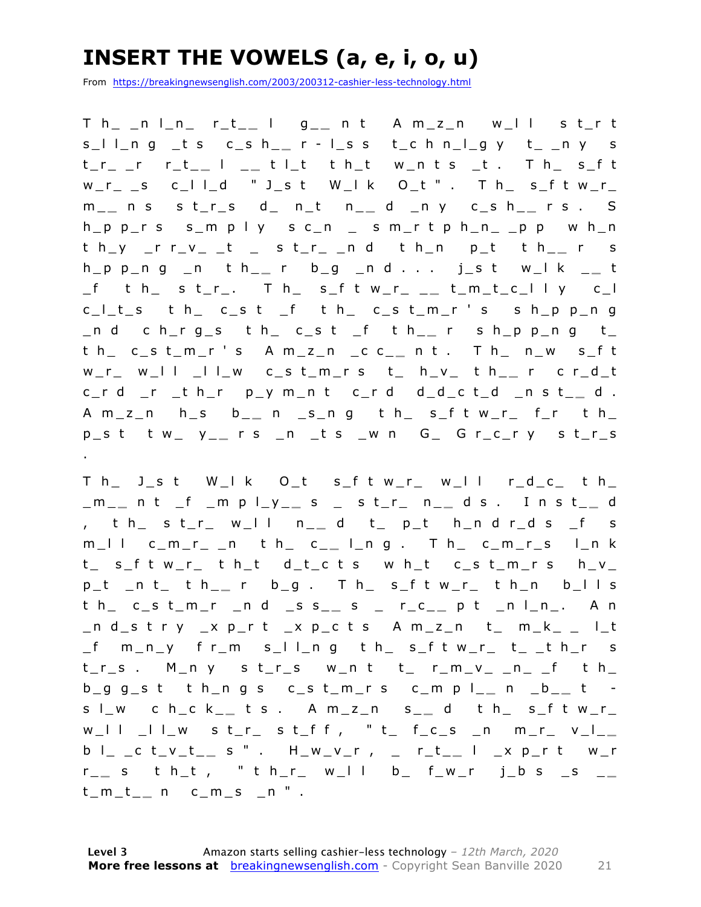# INSERT THE VOWELS (a, e, i, o, u)

From https://breakingnewsenglish.com/2003/200312-cashier-less-technology.html

T h_ _n l_n_ r_t_ _ l g_ _ n t A m_z_n w_l l s t_r t s_l l_n g _t s c_s h_ _ r - l_s s t_c h n_l_g y t_ _n y s t_r_ _r r_t_ _ l _ _ t l_t t h_t w_n t s _t . T h_ s_f t w_r_ _s c_l l_d " J_s t W_l k O_t " . T h_ s_f t w_r_ m_ _ n s s t_r_s d_ n_t n_ _ d _n y c_s h_ _ r s . S h_p p_r s s_m p l y s c_n _ s m_r t p h_n_ _p p w h_n t h_y _r r_v_ _t _ s t_r_ _n d t h_n p_t t h_ _ r s h_p p_n g _n t h_ _ r b_g _n d . . . j_s t w_l k _ _ t _f t h_ s t_r_. T h_ s_f t w_r_ _ _ t_m_t_c_l l y c_l c_l_t_s t h_ c_s t _f t h_ c_s t_m_r ' s s h_p p_n g _n d c h_r g_s t h_ c_s t _f t h_ _ r s h_p p_n g t_ t h_ c_s t_m_r ' s A m_z_n _c c_ _ n t . T h_ n_w s_f t w_r_ w_l l _l l_w c_s t_m_r s t_ h_v_ t h_ _ r c r_d_t c_r d _r _t h_r p_y m_n t c_r d d_d_c t_d _n s t_ _ d . A m_z_n h_s b_ _ n _s_n g t h_ s_f t w_r_ f_r t h_ p_s t t w_ y_ _ r s _n _t s _w n G_ G r_c_r y s t_r_s .

T h_ J_s t W_l k O_t s_f t w_r_ w_l l r_d_c_ t h_ _m_ _ n t _f _m p l_y_ _ s _ s t_r_ n_ _ d s . I n s t_ _ d , t h_ s t_r_ w_l l n_ _ d t_ p_t h_n d r_d s _f s m_l l c_m_r_ _n t h_ c_ _ l_n g . T h_ c_m_r_s l_n k t_ s_f t w_r_ t h_t d_t_c t s w h_t c_s t_m_r s h_v_ p_t _n t_ t h_ _ r b_g . T h_ s_f t w_r_ t h_n b_l l s t h_ c_s t_m_r _n d _s s_ _ s _ r_c_ _ p t _n l_n_. A n _n d_s t r y _x p_r t _x p_c t s A m_z_n t_ m_k_ _ l_t _f m_n_y f r_m s_l l_n g t h_ s_f t w_r_ t_ _t h_r s t_r_s . M_n y s t_r_s w_n t t_ r_m_v_ _n_ _f t h_ b_g g_s t t h_n g s c_s t_m_r s c_m p l_ _ n _b_ _ t - s l_w c h_c k_ _ t s . A m_z_n s_ _ d t h_ s_f t w_r_ w_l l _l l_w s t_r_ s t_f f , " t_ f_c_s _n m_r_ v_l_ _ b l_ _c t_v_t_ _ s " . H_w_v_r , _ r_t_ _ l _x p_r t w_r r_ _ s t h_t , " t h_r_ w_l l b_ f_w_r j_b s _s _ _ t_m_t_ _ n c_m_s _n " .

**Level 3** Amazon starts selling cashier-less technology – *12th March, 2020*
**More free lessons at** breakingnewsenglish.com - Copyright Sean Banville 2020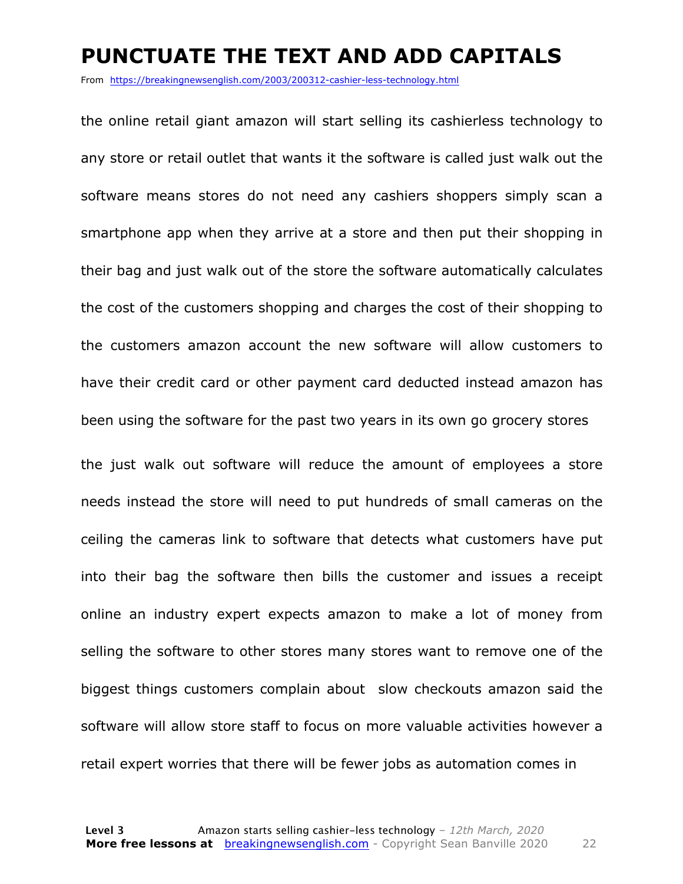# PUNCTUATE THE TEXT AND ADD CAPITALS

From https://breakingnewsenglish.com/2003/200312-cashier-less-technology.html

the online retail giant amazon will start selling its cashierless technology to any store or retail outlet that wants it the software is called just walk out the software means stores do not need any cashiers shoppers simply scan a smartphone app when they arrive at a store and then put their shopping in their bag and just walk out of the store the software automatically calculates the cost of the customers shopping and charges the cost of their shopping to the customers amazon account the new software will allow customers to have their credit card or other payment card deducted instead amazon has been using the software for the past two years in its own go grocery stores

the just walk out software will reduce the amount of employees a store needs instead the store will need to put hundreds of small cameras on the ceiling the cameras link to software that detects what customers have put into their bag the software then bills the customer and issues a receipt online an industry expert expects amazon to make a lot of money from selling the software to other stores many stores want to remove one of the biggest things customers complain about  slow checkouts amazon said the software will allow store staff to focus on more valuable activities however a retail expert worries that there will be fewer jobs as automation comes in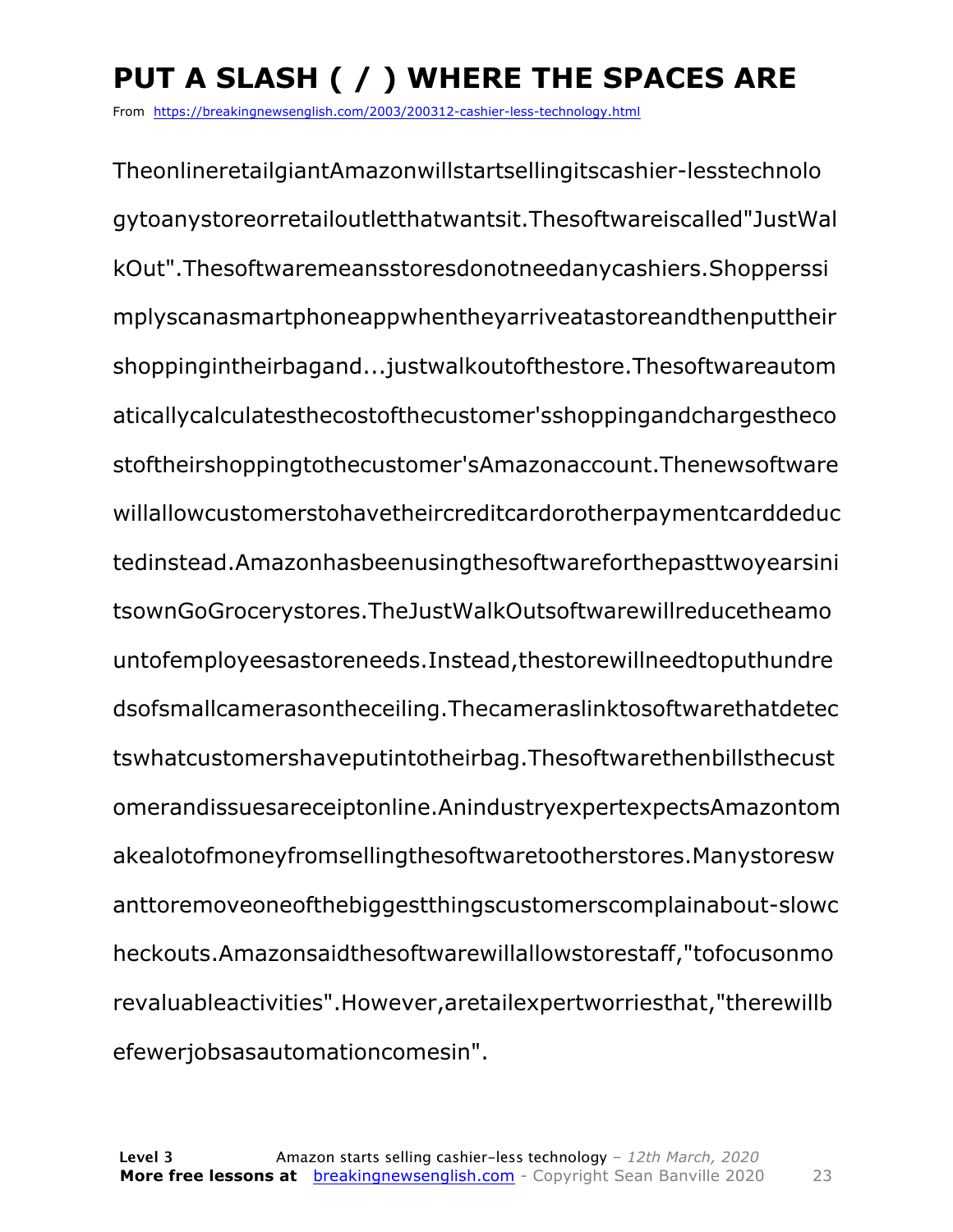# PUT A SLASH ( / ) WHERE THE SPACES ARE

From https://breakingnewsenglish.com/2003/200312-cashier-less-technology.html

TheonlineretailgiantAmazonwillstartsellingitscashier-lesstechnolo
gytoanystoreorretailoutletthatwantsit.Thesoftwareiscalled"JustWal
kOut".Thesoftwaremeansstoresdonotneedanycashiers.Shopperssi
mplyscanasmartphoneappwhentheyarriveatastoreandthenputtheir
shoppingintheirbagand...justwalkoutofthestore.Thesoftwareautom
aticallycalculatesthecostofthecustomer'sshoppingandchargestheco
stoftheirshoppingtothecustomer'sAmazonaccount.Thenewsoftware
willallowcustomerstohavetheircreditcardorotherpaymentcarddeduc
tedinstead.Amazonhasbeenusingthesoftwareforthepasttwoyearsini
tsownGoGrocerystores.TheJustWalkOutsoftwarewillreducetheamo
untofemployeesastoreneeds.Instead,thestorewillneedtoputhundre
dsofsmallcamerasontheceiling.Thecameraslinktosoftwarethatdetec
tswhatcustomershaveputintotheirbag.Thesoftwarethenbillsthecust
omerandissuesareceiptonline.AnindustryexpertexpectsAmazontom
akealotofmoneyfromsellingthesoftwaretootherstores.Manystoresw
anttoremoveoneofthebiggestthingscustomerscomplainabout-slowc
heckouts.Amazonsaidthesoftwarewillallowstorestaff,"tofocusonmo
revaluableactivities".However,aretailexpertworriesthat,"therewillb
efewerjobsasautomationcomesin".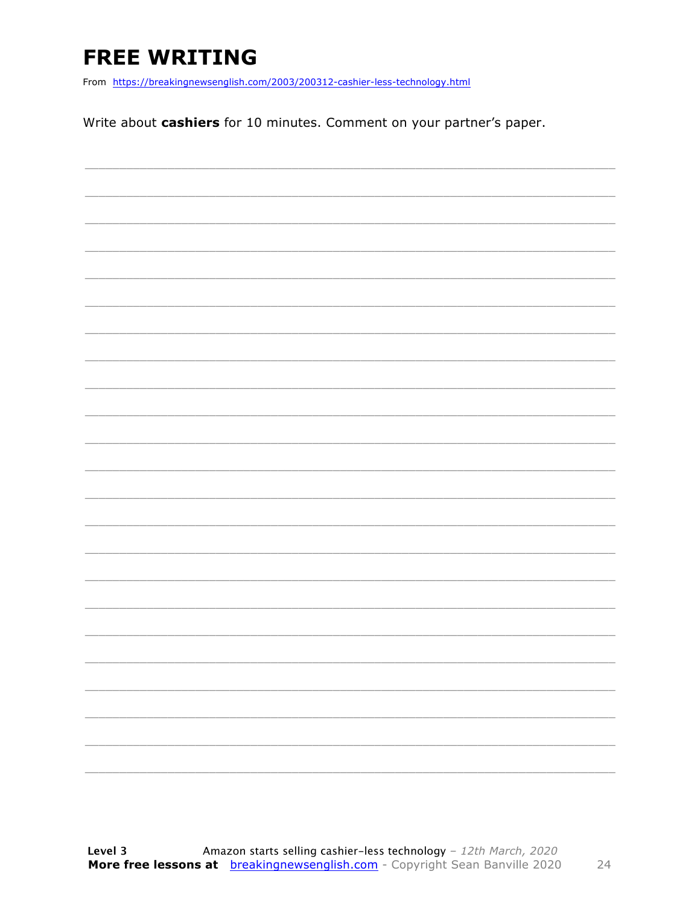# FREE WRITING

From https://breakingnewsenglish.com/2003/200312-cashier-less-technology.html

Write about **cashiers** for 10 minutes. Comment on your partner's paper.

___________________________________________________________________________

___________________________________________________________________________

___________________________________________________________________________

___________________________________________________________________________

___________________________________________________________________________

___________________________________________________________________________

___________________________________________________________________________

___________________________________________________________________________

___________________________________________________________________________

___________________________________________________________________________

___________________________________________________________________________

___________________________________________________________________________

___________________________________________________________________________

___________________________________________________________________________

___________________________________________________________________________

___________________________________________________________________________

___________________________________________________________________________

___________________________________________________________________________

___________________________________________________________________________

___________________________________________________________________________

___________________________________________________________________________

___________________________________________________________________________

___________________________________________________________________________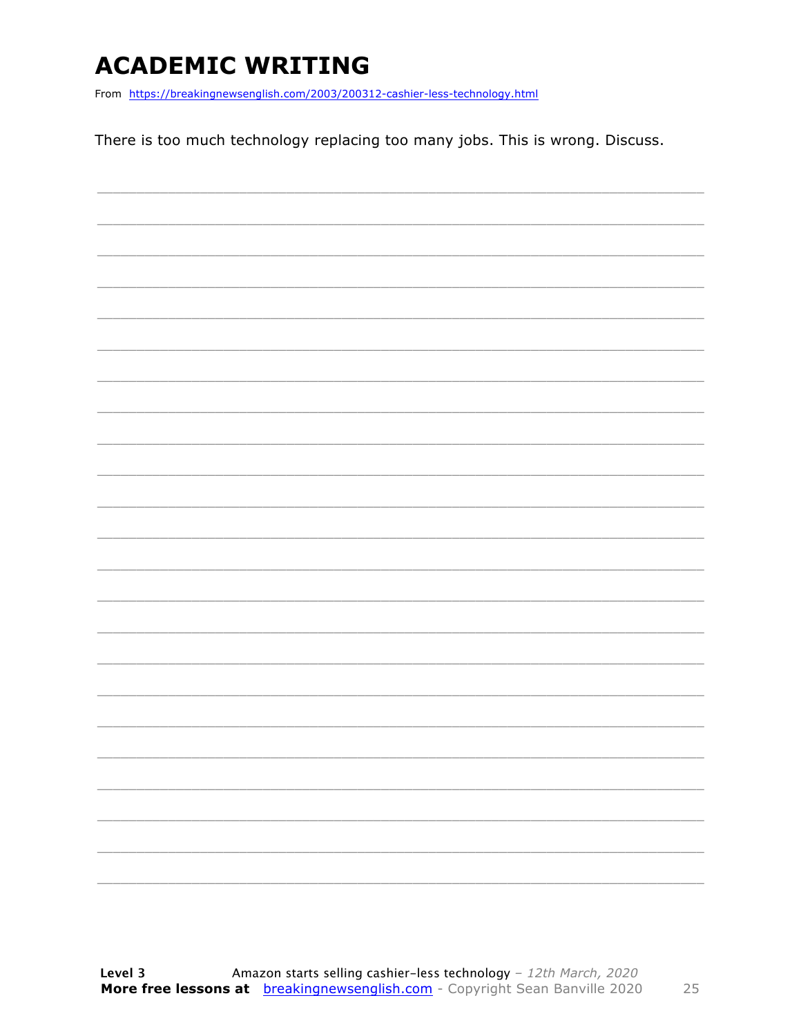# ACADEMIC WRITING

From https://breakingnewsenglish.com/2003/200312-cashier-less-technology.html

There is too much technology replacing too many jobs. This is wrong. Discuss.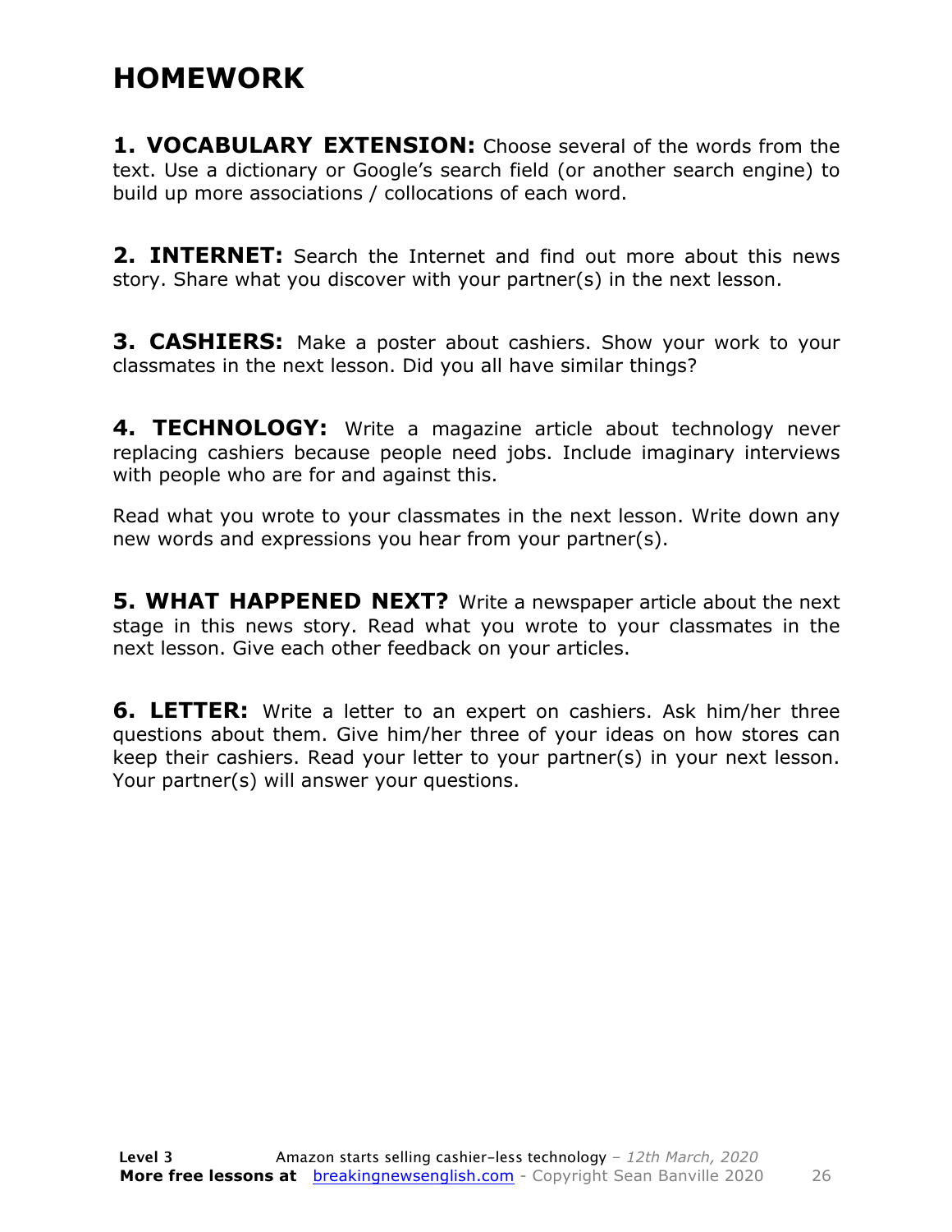# HOMEWORK

**1. VOCABULARY EXTENSION:** Choose several of the words from the text. Use a dictionary or Google's search field (or another search engine) to build up more associations / collocations of each word.

**2. INTERNET:** Search the Internet and find out more about this news story. Share what you discover with your partner(s) in the next lesson.

**3. CASHIERS:** Make a poster about cashiers. Show your work to your classmates in the next lesson. Did you all have similar things?

**4. TECHNOLOGY:** Write a magazine article about technology never replacing cashiers because people need jobs. Include imaginary interviews with people who are for and against this.

Read what you wrote to your classmates in the next lesson. Write down any new words and expressions you hear from your partner(s).

**5. WHAT HAPPENED NEXT?** Write a newspaper article about the next stage in this news story. Read what you wrote to your classmates in the next lesson. Give each other feedback on your articles.

**6. LETTER:** Write a letter to an expert on cashiers. Ask him/her three questions about them. Give him/her three of your ideas on how stores can keep their cashiers. Read your letter to your partner(s) in your next lesson. Your partner(s) will answer your questions.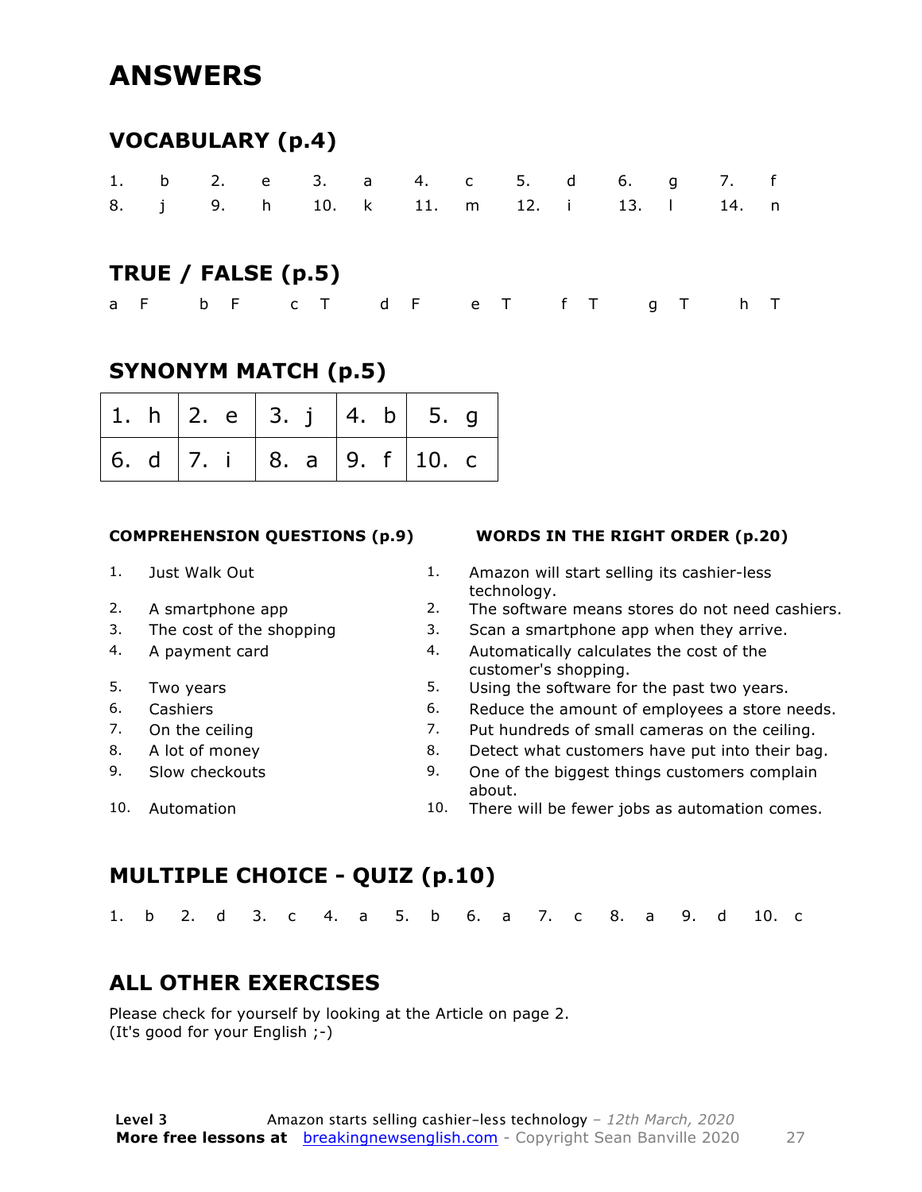# ANSWERS

## VOCABULARY (p.4)

| | | | | | | | | | | | | | |
|---|---|---|---|---|---|---|---|---|---|---|---|---|---|
| 1. | b | 2. | e | 3. | a | 4. | c | 5. | d | 6. | g | 7. | f |
| 8. | j | 9. | h | 10. | k | 11. | m | 12. | i | 13. | l | 14. | n |

## TRUE / FALSE (p.5)

| | | | | | | | |
|---|---|---|---|---|---|---|---|
| a F | b F | c T | d F | e T | f T | g T | h T |

## SYNONYM MATCH (p.5)

| | | | | |
|---|---|---|---|---|
| 1. h | 2. e | 3. j | 4. b | 5. g |
| 6. d | 7. i | 8. a | 9. f | 10. c |

**COMPREHENSION QUESTIONS (p.9)**

1. Just Walk Out
2. A smartphone app
3. The cost of the shopping
4. A payment card
5. Two years
6. Cashiers
7. On the ceiling
8. A lot of money
9. Slow checkouts
10. Automation

**WORDS IN THE RIGHT ORDER (p.20)**

1. Amazon will start selling its cashier-less technology.
2. The software means stores do not need cashiers.
3. Scan a smartphone app when they arrive.
4. Automatically calculates the cost of the customer's shopping.
5. Using the software for the past two years.
6. Reduce the amount of employees a store needs.
7. Put hundreds of small cameras on the ceiling.
8. Detect what customers have put into their bag.
9. One of the biggest things customers complain about.
10. There will be fewer jobs as automation comes.

## MULTIPLE CHOICE - QUIZ (p.10)

1. b 2. d 3. c 4. a 5. b 6. a 7. c 8. a 9. d 10. c

## ALL OTHER EXERCISES

Please check for yourself by looking at the Article on page 2.
(It's good for your English ;-)